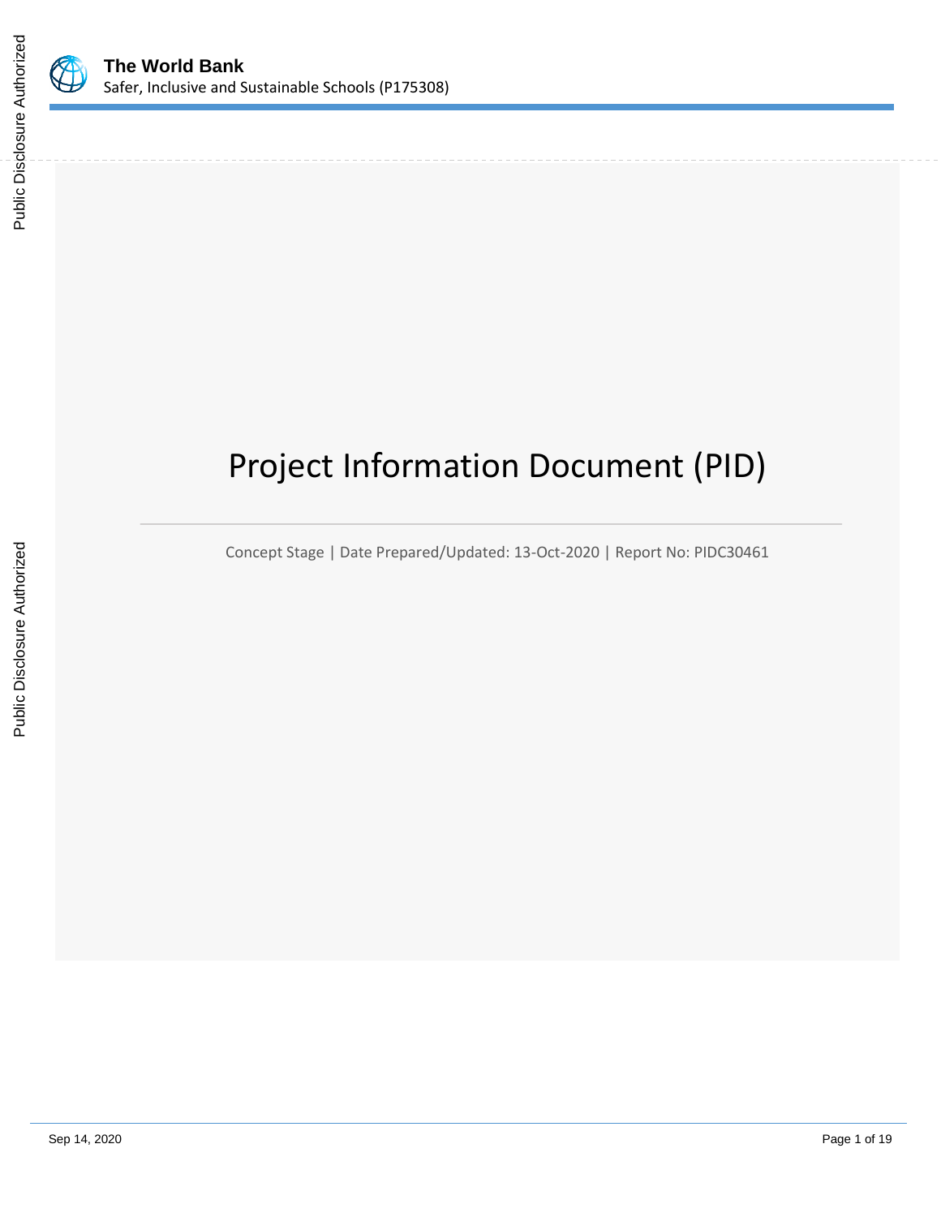# Project Information Document (PID)

Concept Stage | Date Prepared/Updated: 13-Oct-2020 | Report No: PIDC30461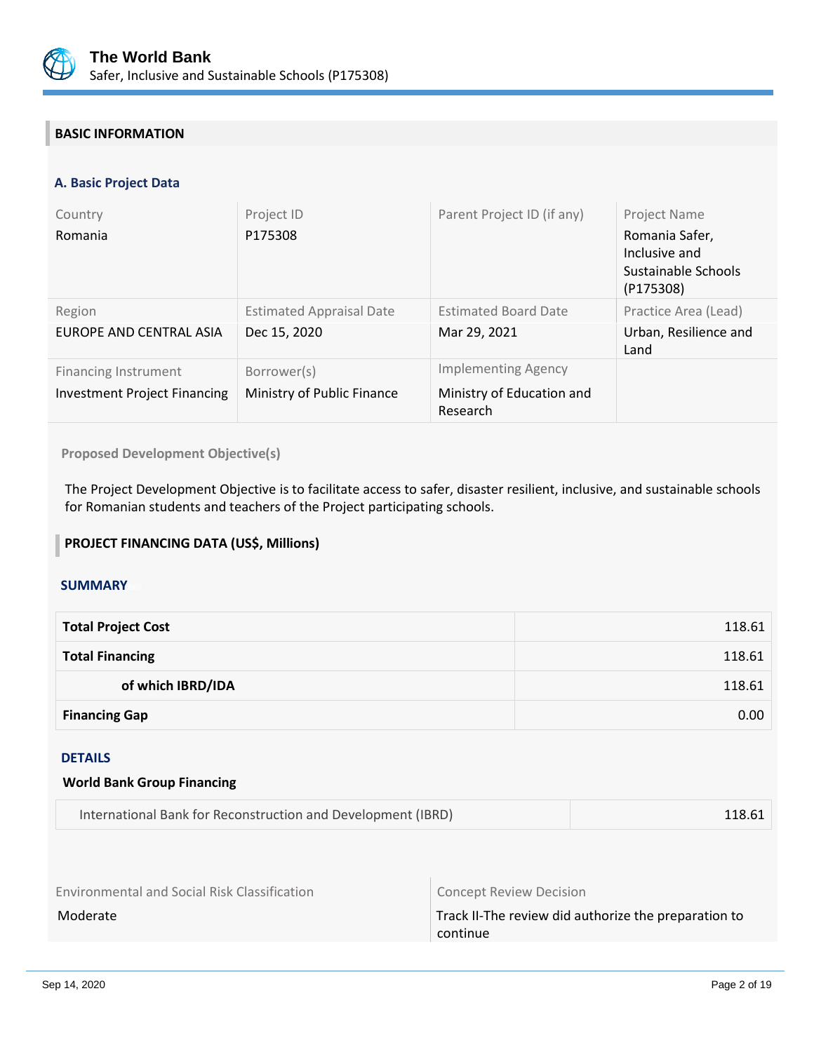## BASIC INFORMATION

### A. Basic Project Data

| Country | Project ID | Parent Project ID (if any) | Project Name |
|---|---|---|---|
| Romania | P175308 | | Romania Safer, Inclusive and Sustainable Schools (P175308) |
| **Region** | **Estimated Appraisal Date** | **Estimated Board Date** | **Practice Area (Lead)** |
| EUROPE AND CENTRAL ASIA | Dec 15, 2020 | Mar 29, 2021 | Urban, Resilience and Land |
| **Financing Instrument** | **Borrower(s)** | **Implementing Agency** | |
| Investment Project Financing | Ministry of Public Finance | Ministry of Education and Research | |

**Proposed Development Objective(s)**

The Project Development Objective is to facilitate access to safer, disaster resilient, inclusive, and sustainable schools for Romanian students and teachers of the Project participating schools.

## PROJECT FINANCING DATA (US$, Millions)

### SUMMARY

| | |
|---|---|
| **Total Project Cost** | 118.61 |
| **Total Financing** | 118.61 |
| **of which IBRD/IDA** | 118.61 |
| **Financing Gap** | 0.00 |

### DETAILS

**World Bank Group Financing**

| | |
|---|---|
| International Bank for Reconstruction and Development (IBRD) | 118.61 |

| Environmental and Social Risk Classification | Concept Review Decision |
|---|---|
| Moderate | Track II-The review did authorize the preparation to continue |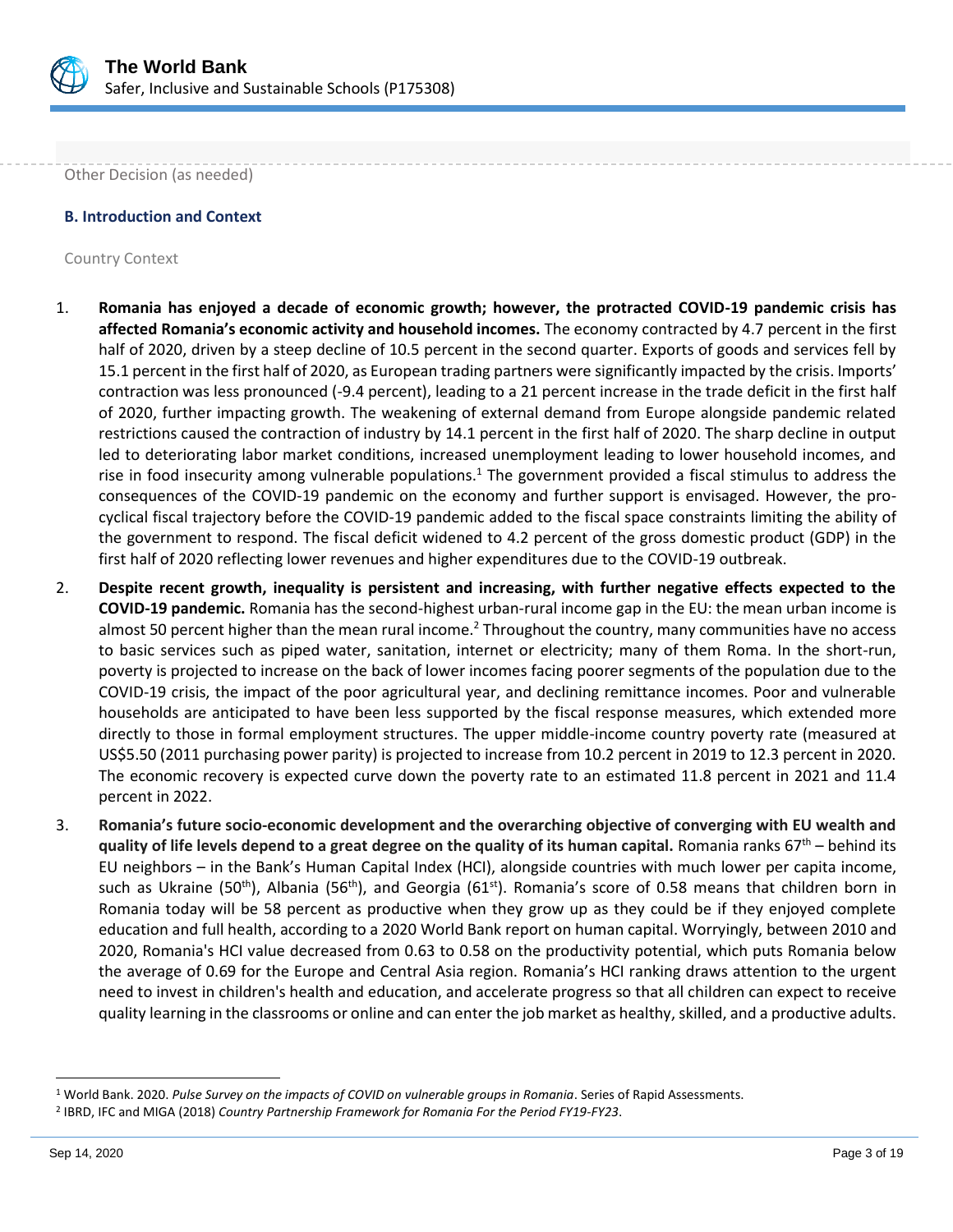Other Decision (as needed)

### B. Introduction and Context

Country Context

1. **Romania has enjoyed a decade of economic growth; however, the protracted COVID-19 pandemic crisis has affected Romania's economic activity and household incomes.** The economy contracted by 4.7 percent in the first half of 2020, driven by a steep decline of 10.5 percent in the second quarter. Exports of goods and services fell by 15.1 percent in the first half of 2020, as European trading partners were significantly impacted by the crisis. Imports' contraction was less pronounced (-9.4 percent), leading to a 21 percent increase in the trade deficit in the first half of 2020, further impacting growth. The weakening of external demand from Europe alongside pandemic related restrictions caused the contraction of industry by 14.1 percent in the first half of 2020. The sharp decline in output led to deteriorating labor market conditions, increased unemployment leading to lower household incomes, and rise in food insecurity among vulnerable populations.[1] The government provided a fiscal stimulus to address the consequences of the COVID-19 pandemic on the economy and further support is envisaged. However, the pro-cyclical fiscal trajectory before the COVID-19 pandemic added to the fiscal space constraints limiting the ability of the government to respond. The fiscal deficit widened to 4.2 percent of the gross domestic product (GDP) in the first half of 2020 reflecting lower revenues and higher expenditures due to the COVID-19 outbreak.

2. **Despite recent growth, inequality is persistent and increasing, with further negative effects expected to the COVID-19 pandemic.** Romania has the second-highest urban-rural income gap in the EU: the mean urban income is almost 50 percent higher than the mean rural income.[2] Throughout the country, many communities have no access to basic services such as piped water, sanitation, internet or electricity; many of them Roma. In the short-run, poverty is projected to increase on the back of lower incomes facing poorer segments of the population due to the COVID-19 crisis, the impact of the poor agricultural year, and declining remittance incomes. Poor and vulnerable households are anticipated to have been less supported by the fiscal response measures, which extended more directly to those in formal employment structures. The upper middle-income country poverty rate (measured at US$5.50 (2011 purchasing power parity) is projected to increase from 10.2 percent in 2019 to 12.3 percent in 2020. The economic recovery is expected curve down the poverty rate to an estimated 11.8 percent in 2021 and 11.4 percent in 2022.

3. **Romania's future socio-economic development and the overarching objective of converging with EU wealth and quality of life levels depend to a great degree on the quality of its human capital.** Romania ranks 67th – behind its EU neighbors – in the Bank's Human Capital Index (HCI), alongside countries with much lower per capita income, such as Ukraine (50th), Albania (56th), and Georgia (61st). Romania's score of 0.58 means that children born in Romania today will be 58 percent as productive when they grow up as they could be if they enjoyed complete education and full health, according to a 2020 World Bank report on human capital. Worryingly, between 2010 and 2020, Romania's HCI value decreased from 0.63 to 0.58 on the productivity potential, which puts Romania below the average of 0.69 for the Europe and Central Asia region. Romania's HCI ranking draws attention to the urgent need to invest in children's health and education, and accelerate progress so that all children can expect to receive quality learning in the classrooms or online and can enter the job market as healthy, skilled, and a productive adults.

---

[1] World Bank. 2020. *Pulse Survey on the impacts of COVID on vulnerable groups in Romania*. Series of Rapid Assessments.

[2] IBRD, IFC and MIGA (2018) *Country Partnership Framework for Romania For the Period FY19-FY23*.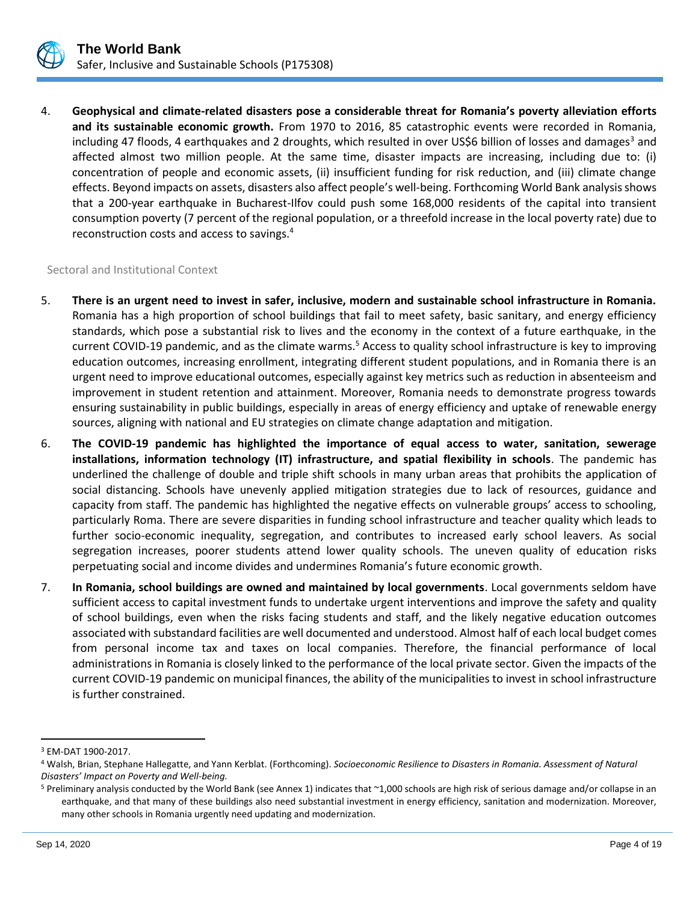4. **Geophysical and climate-related disasters pose a considerable threat for Romania's poverty alleviation efforts and its sustainable economic growth.** From 1970 to 2016, 85 catastrophic events were recorded in Romania, including 47 floods, 4 earthquakes and 2 droughts, which resulted in over US$6 billion of losses and damages[3] and affected almost two million people. At the same time, disaster impacts are increasing, including due to: (i) concentration of people and economic assets, (ii) insufficient funding for risk reduction, and (iii) climate change effects. Beyond impacts on assets, disasters also affect people's well-being. Forthcoming World Bank analysis shows that a 200-year earthquake in Bucharest-Ilfov could push some 168,000 residents of the capital into transient consumption poverty (7 percent of the regional population, or a threefold increase in the local poverty rate) due to reconstruction costs and access to savings.[4]

## Sectoral and Institutional Context

5. **There is an urgent need to invest in safer, inclusive, modern and sustainable school infrastructure in Romania.** Romania has a high proportion of school buildings that fail to meet safety, basic sanitary, and energy efficiency standards, which pose a substantial risk to lives and the economy in the context of a future earthquake, in the current COVID-19 pandemic, and as the climate warms.[5] Access to quality school infrastructure is key to improving education outcomes, increasing enrollment, integrating different student populations, and in Romania there is an urgent need to improve educational outcomes, especially against key metrics such as reduction in absenteeism and improvement in student retention and attainment. Moreover, Romania needs to demonstrate progress towards ensuring sustainability in public buildings, especially in areas of energy efficiency and uptake of renewable energy sources, aligning with national and EU strategies on climate change adaptation and mitigation.

6. **The COVID-19 pandemic has highlighted the importance of equal access to water, sanitation, sewerage installations, information technology (IT) infrastructure, and spatial flexibility in schools**. The pandemic has underlined the challenge of double and triple shift schools in many urban areas that prohibits the application of social distancing. Schools have unevenly applied mitigation strategies due to lack of resources, guidance and capacity from staff. The pandemic has highlighted the negative effects on vulnerable groups' access to schooling, particularly Roma. There are severe disparities in funding school infrastructure and teacher quality which leads to further socio-economic inequality, segregation, and contributes to increased early school leavers. As social segregation increases, poorer students attend lower quality schools. The uneven quality of education risks perpetuating social and income divides and undermines Romania's future economic growth.

7. **In Romania, school buildings are owned and maintained by local governments**. Local governments seldom have sufficient access to capital investment funds to undertake urgent interventions and improve the safety and quality of school buildings, even when the risks facing students and staff, and the likely negative education outcomes associated with substandard facilities are well documented and understood. Almost half of each local budget comes from personal income tax and taxes on local companies. Therefore, the financial performance of local administrations in Romania is closely linked to the performance of the local private sector. Given the impacts of the current COVID-19 pandemic on municipal finances, the ability of the municipalities to invest in school infrastructure is further constrained.

---

[3] EM-DAT 1900-2017.

[4] Walsh, Brian, Stephane Hallegatte, and Yann Kerblat. (Forthcoming). *Socioeconomic Resilience to Disasters in Romania. Assessment of Natural Disasters' Impact on Poverty and Well-being.*

[5] Preliminary analysis conducted by the World Bank (see Annex 1) indicates that ~1,000 schools are high risk of serious damage and/or collapse in an earthquake, and that many of these buildings also need substantial investment in energy efficiency, sanitation and modernization. Moreover, many other schools in Romania urgently need updating and modernization.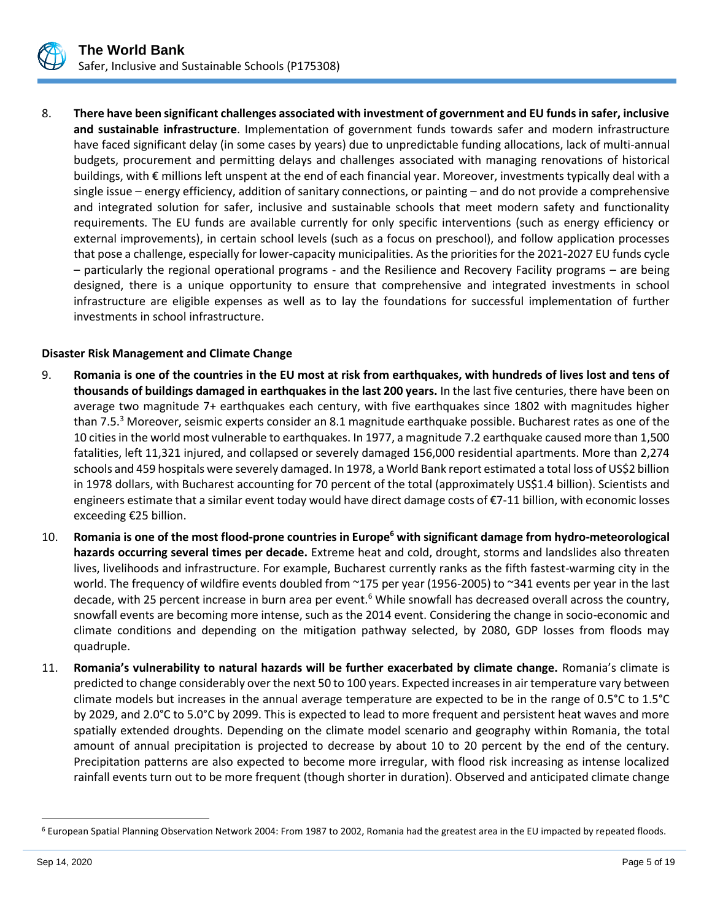8. **There have been significant challenges associated with investment of government and EU funds in safer, inclusive and sustainable infrastructure**. Implementation of government funds towards safer and modern infrastructure have faced significant delay (in some cases by years) due to unpredictable funding allocations, lack of multi-annual budgets, procurement and permitting delays and challenges associated with managing renovations of historical buildings, with € millions left unspent at the end of each financial year. Moreover, investments typically deal with a single issue – energy efficiency, addition of sanitary connections, or painting – and do not provide a comprehensive and integrated solution for safer, inclusive and sustainable schools that meet modern safety and functionality requirements. The EU funds are available currently for only specific interventions (such as energy efficiency or external improvements), in certain school levels (such as a focus on preschool), and follow application processes that pose a challenge, especially for lower-capacity municipalities. As the priorities for the 2021-2027 EU funds cycle – particularly the regional operational programs - and the Resilience and Recovery Facility programs – are being designed, there is a unique opportunity to ensure that comprehensive and integrated investments in school infrastructure are eligible expenses as well as to lay the foundations for successful implementation of further investments in school infrastructure.

**Disaster Risk Management and Climate Change**

9. **Romania is one of the countries in the EU most at risk from earthquakes, with hundreds of lives lost and tens of thousands of buildings damaged in earthquakes in the last 200 years.** In the last five centuries, there have been on average two magnitude 7+ earthquakes each century, with five earthquakes since 1802 with magnitudes higher than 7.5.[3] Moreover, seismic experts consider an 8.1 magnitude earthquake possible. Bucharest rates as one of the 10 cities in the world most vulnerable to earthquakes. In 1977, a magnitude 7.2 earthquake caused more than 1,500 fatalities, left 11,321 injured, and collapsed or severely damaged 156,000 residential apartments. More than 2,274 schools and 459 hospitals were severely damaged. In 1978, a World Bank report estimated a total loss of US$2 billion in 1978 dollars, with Bucharest accounting for 70 percent of the total (approximately US$1.4 billion). Scientists and engineers estimate that a similar event today would have direct damage costs of €7-11 billion, with economic losses exceeding €25 billion.

10. **Romania is one of the most flood-prone countries in Europe[6] with significant damage from hydro-meteorological hazards occurring several times per decade.** Extreme heat and cold, drought, storms and landslides also threaten lives, livelihoods and infrastructure. For example, Bucharest currently ranks as the fifth fastest-warming city in the world. The frequency of wildfire events doubled from ~175 per year (1956-2005) to ~341 events per year in the last decade, with 25 percent increase in burn area per event.[6] While snowfall has decreased overall across the country, snowfall events are becoming more intense, such as the 2014 event. Considering the change in socio-economic and climate conditions and depending on the mitigation pathway selected, by 2080, GDP losses from floods may quadruple.

11. **Romania's vulnerability to natural hazards will be further exacerbated by climate change.** Romania's climate is predicted to change considerably over the next 50 to 100 years. Expected increases in air temperature vary between climate models but increases in the annual average temperature are expected to be in the range of 0.5°C to 1.5°C by 2029, and 2.0°C to 5.0°C by 2099. This is expected to lead to more frequent and persistent heat waves and more spatially extended droughts. Depending on the climate model scenario and geography within Romania, the total amount of annual precipitation is projected to decrease by about 10 to 20 percent by the end of the century. Precipitation patterns are also expected to become more irregular, with flood risk increasing as intense localized rainfall events turn out to be more frequent (though shorter in duration). Observed and anticipated climate change

[6] European Spatial Planning Observation Network 2004: From 1987 to 2002, Romania had the greatest area in the EU impacted by repeated floods.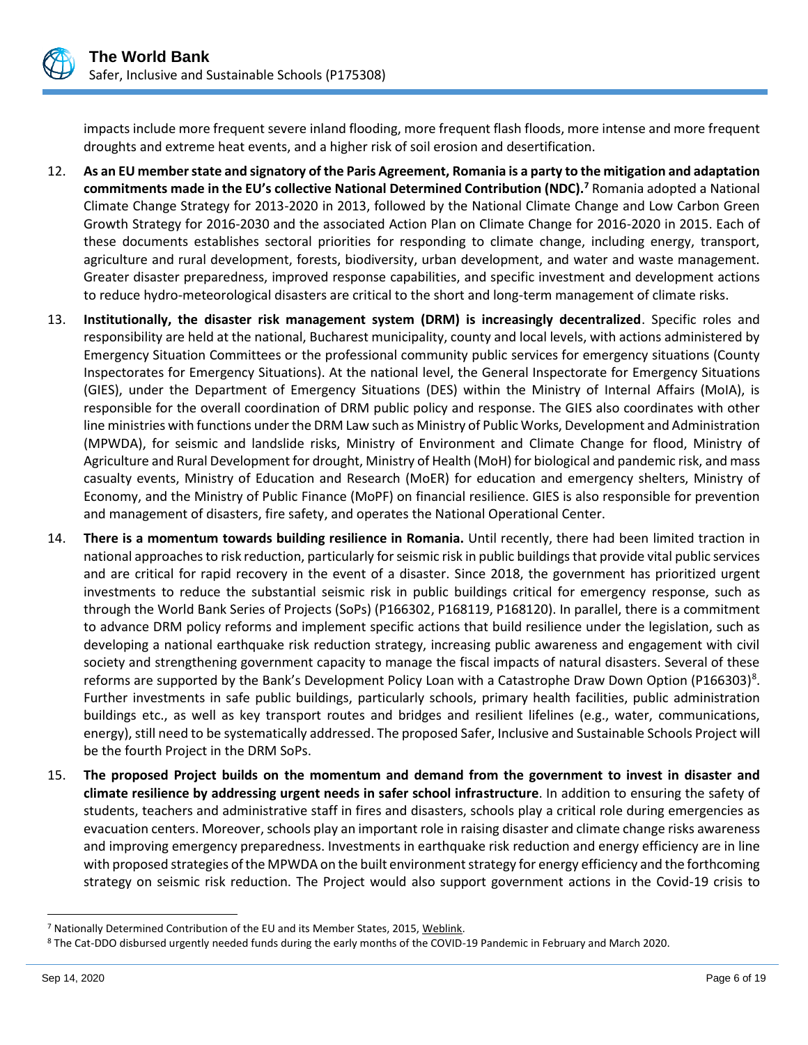impacts include more frequent severe inland flooding, more frequent flash floods, more intense and more frequent droughts and extreme heat events, and a higher risk of soil erosion and desertification.

12. **As an EU member state and signatory of the Paris Agreement, Romania is a party to the mitigation and adaptation commitments made in the EU's collective National Determined Contribution (NDC).**[7] Romania adopted a National Climate Change Strategy for 2013-2020 in 2013, followed by the National Climate Change and Low Carbon Green Growth Strategy for 2016-2030 and the associated Action Plan on Climate Change for 2016-2020 in 2015. Each of these documents establishes sectoral priorities for responding to climate change, including energy, transport, agriculture and rural development, forests, biodiversity, urban development, and water and waste management. Greater disaster preparedness, improved response capabilities, and specific investment and development actions to reduce hydro-meteorological disasters are critical to the short and long-term management of climate risks.

13. **Institutionally, the disaster risk management system (DRM) is increasingly decentralized**. Specific roles and responsibility are held at the national, Bucharest municipality, county and local levels, with actions administered by Emergency Situation Committees or the professional community public services for emergency situations (County Inspectorates for Emergency Situations). At the national level, the General Inspectorate for Emergency Situations (GIES), under the Department of Emergency Situations (DES) within the Ministry of Internal Affairs (MoIA), is responsible for the overall coordination of DRM public policy and response. The GIES also coordinates with other line ministries with functions under the DRM Law such as Ministry of Public Works, Development and Administration (MPWDA), for seismic and landslide risks, Ministry of Environment and Climate Change for flood, Ministry of Agriculture and Rural Development for drought, Ministry of Health (MoH) for biological and pandemic risk, and mass casualty events, Ministry of Education and Research (MoER) for education and emergency shelters, Ministry of Economy, and the Ministry of Public Finance (MoPF) on financial resilience. GIES is also responsible for prevention and management of disasters, fire safety, and operates the National Operational Center.

14. **There is a momentum towards building resilience in Romania.** Until recently, there had been limited traction in national approaches to risk reduction, particularly for seismic risk in public buildings that provide vital public services and are critical for rapid recovery in the event of a disaster. Since 2018, the government has prioritized urgent investments to reduce the substantial seismic risk in public buildings critical for emergency response, such as through the World Bank Series of Projects (SoPs) (P166302, P168119, P168120). In parallel, there is a commitment to advance DRM policy reforms and implement specific actions that build resilience under the legislation, such as developing a national earthquake risk reduction strategy, increasing public awareness and engagement with civil society and strengthening government capacity to manage the fiscal impacts of natural disasters. Several of these reforms are supported by the Bank's Development Policy Loan with a Catastrophe Draw Down Option (P166303)[8]. Further investments in safe public buildings, particularly schools, primary health facilities, public administration buildings etc., as well as key transport routes and bridges and resilient lifelines (e.g., water, communications, energy), still need to be systematically addressed. The proposed Safer, Inclusive and Sustainable Schools Project will be the fourth Project in the DRM SoPs.

15. **The proposed Project builds on the momentum and demand from the government to invest in disaster and climate resilience by addressing urgent needs in safer school infrastructure**. In addition to ensuring the safety of students, teachers and administrative staff in fires and disasters, schools play a critical role during emergencies as evacuation centers. Moreover, schools play an important role in raising disaster and climate change risks awareness and improving emergency preparedness. Investments in earthquake risk reduction and energy efficiency are in line with proposed strategies of the MPWDA on the built environment strategy for energy efficiency and the forthcoming strategy on seismic risk reduction. The Project would also support government actions in the Covid-19 crisis to

---

[7] Nationally Determined Contribution of the EU and its Member States, 2015, Weblink.

[8] The Cat-DDO disbursed urgently needed funds during the early months of the COVID-19 Pandemic in February and March 2020.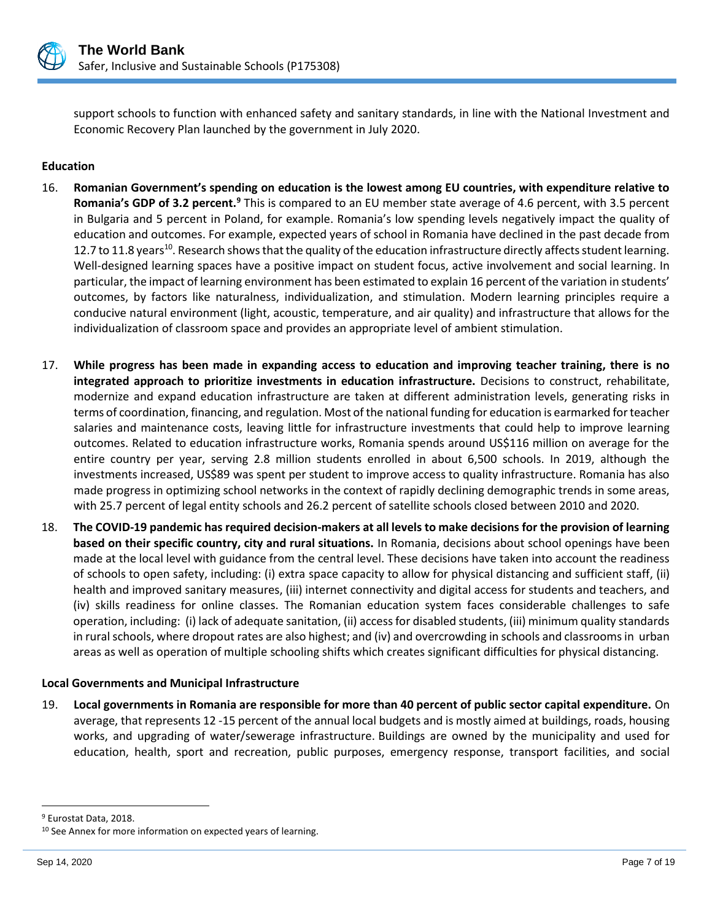support schools to function with enhanced safety and sanitary standards, in line with the National Investment and Economic Recovery Plan launched by the government in July 2020.

**Education**

16. **Romanian Government's spending on education is the lowest among EU countries, with expenditure relative to Romania's GDP of 3.2 percent.**[9] This is compared to an EU member state average of 4.6 percent, with 3.5 percent in Bulgaria and 5 percent in Poland, for example. Romania's low spending levels negatively impact the quality of education and outcomes. For example, expected years of school in Romania have declined in the past decade from 12.7 to 11.8 years[10]. Research shows that the quality of the education infrastructure directly affects student learning. Well-designed learning spaces have a positive impact on student focus, active involvement and social learning. In particular, the impact of learning environment has been estimated to explain 16 percent of the variation in students' outcomes, by factors like naturalness, individualization, and stimulation. Modern learning principles require a conducive natural environment (light, acoustic, temperature, and air quality) and infrastructure that allows for the individualization of classroom space and provides an appropriate level of ambient stimulation.

17. **While progress has been made in expanding access to education and improving teacher training, there is no integrated approach to prioritize investments in education infrastructure.** Decisions to construct, rehabilitate, modernize and expand education infrastructure are taken at different administration levels, generating risks in terms of coordination, financing, and regulation. Most of the national funding for education is earmarked for teacher salaries and maintenance costs, leaving little for infrastructure investments that could help to improve learning outcomes. Related to education infrastructure works, Romania spends around US$116 million on average for the entire country per year, serving 2.8 million students enrolled in about 6,500 schools. In 2019, although the investments increased, US$89 was spent per student to improve access to quality infrastructure. Romania has also made progress in optimizing school networks in the context of rapidly declining demographic trends in some areas, with 25.7 percent of legal entity schools and 26.2 percent of satellite schools closed between 2010 and 2020.

18. **The COVID-19 pandemic has required decision-makers at all levels to make decisions for the provision of learning based on their specific country, city and rural situations.** In Romania, decisions about school openings have been made at the local level with guidance from the central level. These decisions have taken into account the readiness of schools to open safety, including: (i) extra space capacity to allow for physical distancing and sufficient staff, (ii) health and improved sanitary measures, (iii) internet connectivity and digital access for students and teachers, and (iv) skills readiness for online classes. The Romanian education system faces considerable challenges to safe operation, including: (i) lack of adequate sanitation, (ii) access for disabled students, (iii) minimum quality standards in rural schools, where dropout rates are also highest; and (iv) and overcrowding in schools and classrooms in urban areas as well as operation of multiple schooling shifts which creates significant difficulties for physical distancing.

**Local Governments and Municipal Infrastructure**

19. **Local governments in Romania are responsible for more than 40 percent of public sector capital expenditure.** On average, that represents 12 -15 percent of the annual local budgets and is mostly aimed at buildings, roads, housing works, and upgrading of water/sewerage infrastructure. Buildings are owned by the municipality and used for education, health, sport and recreation, public purposes, emergency response, transport facilities, and social

---

[9] Eurostat Data, 2018.

[10] See Annex for more information on expected years of learning.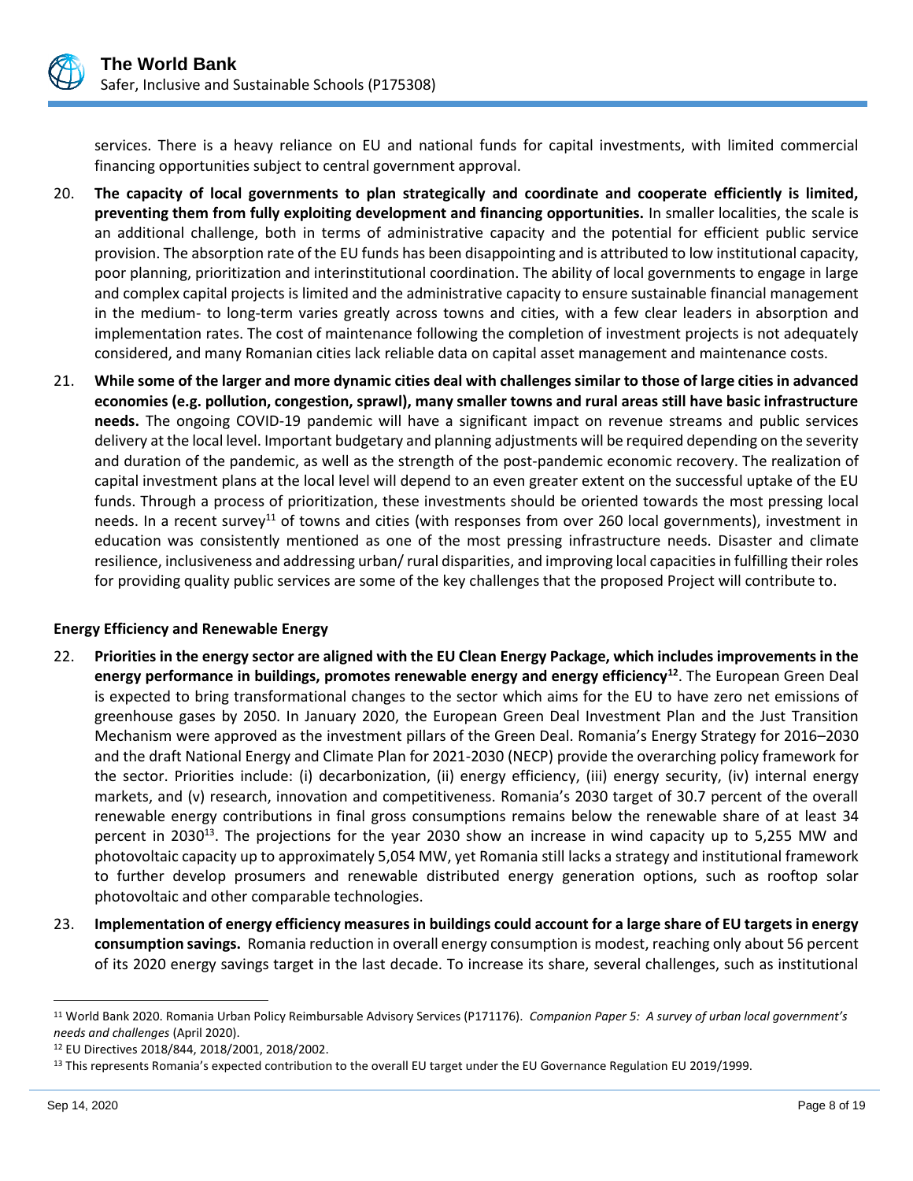services. There is a heavy reliance on EU and national funds for capital investments, with limited commercial financing opportunities subject to central government approval.

20. **The capacity of local governments to plan strategically and coordinate and cooperate efficiently is limited, preventing them from fully exploiting development and financing opportunities.** In smaller localities, the scale is an additional challenge, both in terms of administrative capacity and the potential for efficient public service provision. The absorption rate of the EU funds has been disappointing and is attributed to low institutional capacity, poor planning, prioritization and interinstitutional coordination. The ability of local governments to engage in large and complex capital projects is limited and the administrative capacity to ensure sustainable financial management in the medium- to long-term varies greatly across towns and cities, with a few clear leaders in absorption and implementation rates. The cost of maintenance following the completion of investment projects is not adequately considered, and many Romanian cities lack reliable data on capital asset management and maintenance costs.

21. **While some of the larger and more dynamic cities deal with challenges similar to those of large cities in advanced economies (e.g. pollution, congestion, sprawl), many smaller towns and rural areas still have basic infrastructure needs.** The ongoing COVID-19 pandemic will have a significant impact on revenue streams and public services delivery at the local level. Important budgetary and planning adjustments will be required depending on the severity and duration of the pandemic, as well as the strength of the post-pandemic economic recovery. The realization of capital investment plans at the local level will depend to an even greater extent on the successful uptake of the EU funds. Through a process of prioritization, these investments should be oriented towards the most pressing local needs. In a recent survey[11] of towns and cities (with responses from over 260 local governments), investment in education was consistently mentioned as one of the most pressing infrastructure needs. Disaster and climate resilience, inclusiveness and addressing urban/ rural disparities, and improving local capacities in fulfilling their roles for providing quality public services are some of the key challenges that the proposed Project will contribute to.

**Energy Efficiency and Renewable Energy**

22. **Priorities in the energy sector are aligned with the EU Clean Energy Package, which includes improvements in the energy performance in buildings, promotes renewable energy and energy efficiency[12]**. The European Green Deal is expected to bring transformational changes to the sector which aims for the EU to have zero net emissions of greenhouse gases by 2050. In January 2020, the European Green Deal Investment Plan and the Just Transition Mechanism were approved as the investment pillars of the Green Deal. Romania's Energy Strategy for 2016–2030 and the draft National Energy and Climate Plan for 2021-2030 (NECP) provide the overarching policy framework for the sector. Priorities include: (i) decarbonization, (ii) energy efficiency, (iii) energy security, (iv) internal energy markets, and (v) research, innovation and competitiveness. Romania's 2030 target of 30.7 percent of the overall renewable energy contributions in final gross consumptions remains below the renewable share of at least 34 percent in 2030[13]. The projections for the year 2030 show an increase in wind capacity up to 5,255 MW and photovoltaic capacity up to approximately 5,054 MW, yet Romania still lacks a strategy and institutional framework to further develop prosumers and renewable distributed energy generation options, such as rooftop solar photovoltaic and other comparable technologies.

23. **Implementation of energy efficiency measures in buildings could account for a large share of EU targets in energy consumption savings.** Romania reduction in overall energy consumption is modest, reaching only about 56 percent of its 2020 energy savings target in the last decade. To increase its share, several challenges, such as institutional

---

[11] World Bank 2020. Romania Urban Policy Reimbursable Advisory Services (P171176). *Companion Paper 5: A survey of urban local government's needs and challenges* (April 2020).

[12] EU Directives 2018/844, 2018/2001, 2018/2002.

[13] This represents Romania's expected contribution to the overall EU target under the EU Governance Regulation EU 2019/1999.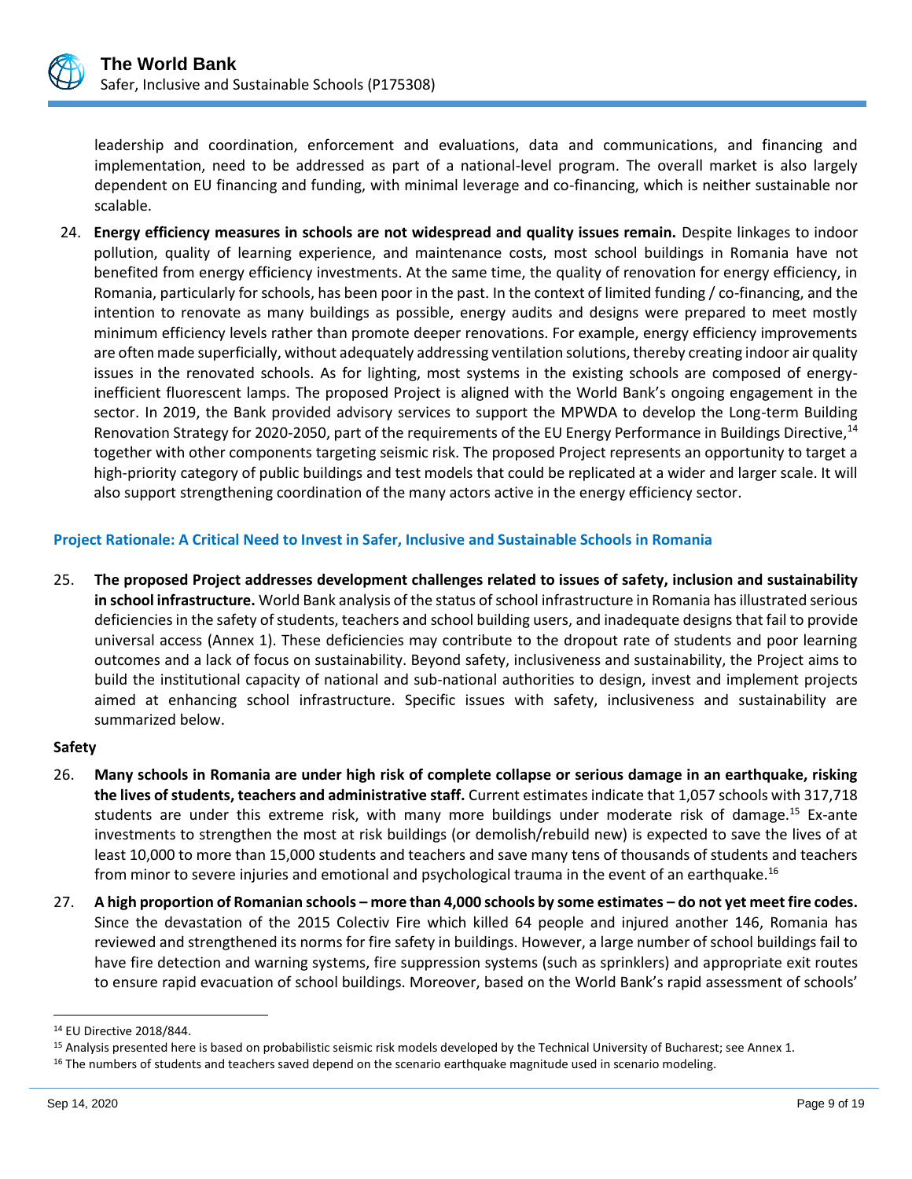leadership and coordination, enforcement and evaluations, data and communications, and financing and implementation, need to be addressed as part of a national-level program. The overall market is also largely dependent on EU financing and funding, with minimal leverage and co-financing, which is neither sustainable nor scalable.

24. **Energy efficiency measures in schools are not widespread and quality issues remain.** Despite linkages to indoor pollution, quality of learning experience, and maintenance costs, most school buildings in Romania have not benefited from energy efficiency investments. At the same time, the quality of renovation for energy efficiency, in Romania, particularly for schools, has been poor in the past. In the context of limited funding / co-financing, and the intention to renovate as many buildings as possible, energy audits and designs were prepared to meet mostly minimum efficiency levels rather than promote deeper renovations. For example, energy efficiency improvements are often made superficially, without adequately addressing ventilation solutions, thereby creating indoor air quality issues in the renovated schools. As for lighting, most systems in the existing schools are composed of energy-inefficient fluorescent lamps. The proposed Project is aligned with the World Bank's ongoing engagement in the sector. In 2019, the Bank provided advisory services to support the MPWDA to develop the Long-term Building Renovation Strategy for 2020-2050, part of the requirements of the EU Energy Performance in Buildings Directive,[14] together with other components targeting seismic risk. The proposed Project represents an opportunity to target a high-priority category of public buildings and test models that could be replicated at a wider and larger scale. It will also support strengthening coordination of the many actors active in the energy efficiency sector.

### Project Rationale: A Critical Need to Invest in Safer, Inclusive and Sustainable Schools in Romania

25. **The proposed Project addresses development challenges related to issues of safety, inclusion and sustainability in school infrastructure.** World Bank analysis of the status of school infrastructure in Romania has illustrated serious deficiencies in the safety of students, teachers and school building users, and inadequate designs that fail to provide universal access (Annex 1). These deficiencies may contribute to the dropout rate of students and poor learning outcomes and a lack of focus on sustainability. Beyond safety, inclusiveness and sustainability, the Project aims to build the institutional capacity of national and sub-national authorities to design, invest and implement projects aimed at enhancing school infrastructure. Specific issues with safety, inclusiveness and sustainability are summarized below.

**Safety**

26. **Many schools in Romania are under high risk of complete collapse or serious damage in an earthquake, risking the lives of students, teachers and administrative staff.** Current estimates indicate that 1,057 schools with 317,718 students are under this extreme risk, with many more buildings under moderate risk of damage.[15] Ex-ante investments to strengthen the most at risk buildings (or demolish/rebuild new) is expected to save the lives of at least 10,000 to more than 15,000 students and teachers and save many tens of thousands of students and teachers from minor to severe injuries and emotional and psychological trauma in the event of an earthquake.[16]

27. **A high proportion of Romanian schools – more than 4,000 schools by some estimates – do not yet meet fire codes.** Since the devastation of the 2015 Colectiv Fire which killed 64 people and injured another 146, Romania has reviewed and strengthened its norms for fire safety in buildings. However, a large number of school buildings fail to have fire detection and warning systems, fire suppression systems (such as sprinklers) and appropriate exit routes to ensure rapid evacuation of school buildings. Moreover, based on the World Bank's rapid assessment of schools'

---

[14] EU Directive 2018/844.

[15] Analysis presented here is based on probabilistic seismic risk models developed by the Technical University of Bucharest; see Annex 1.

[16] The numbers of students and teachers saved depend on the scenario earthquake magnitude used in scenario modeling.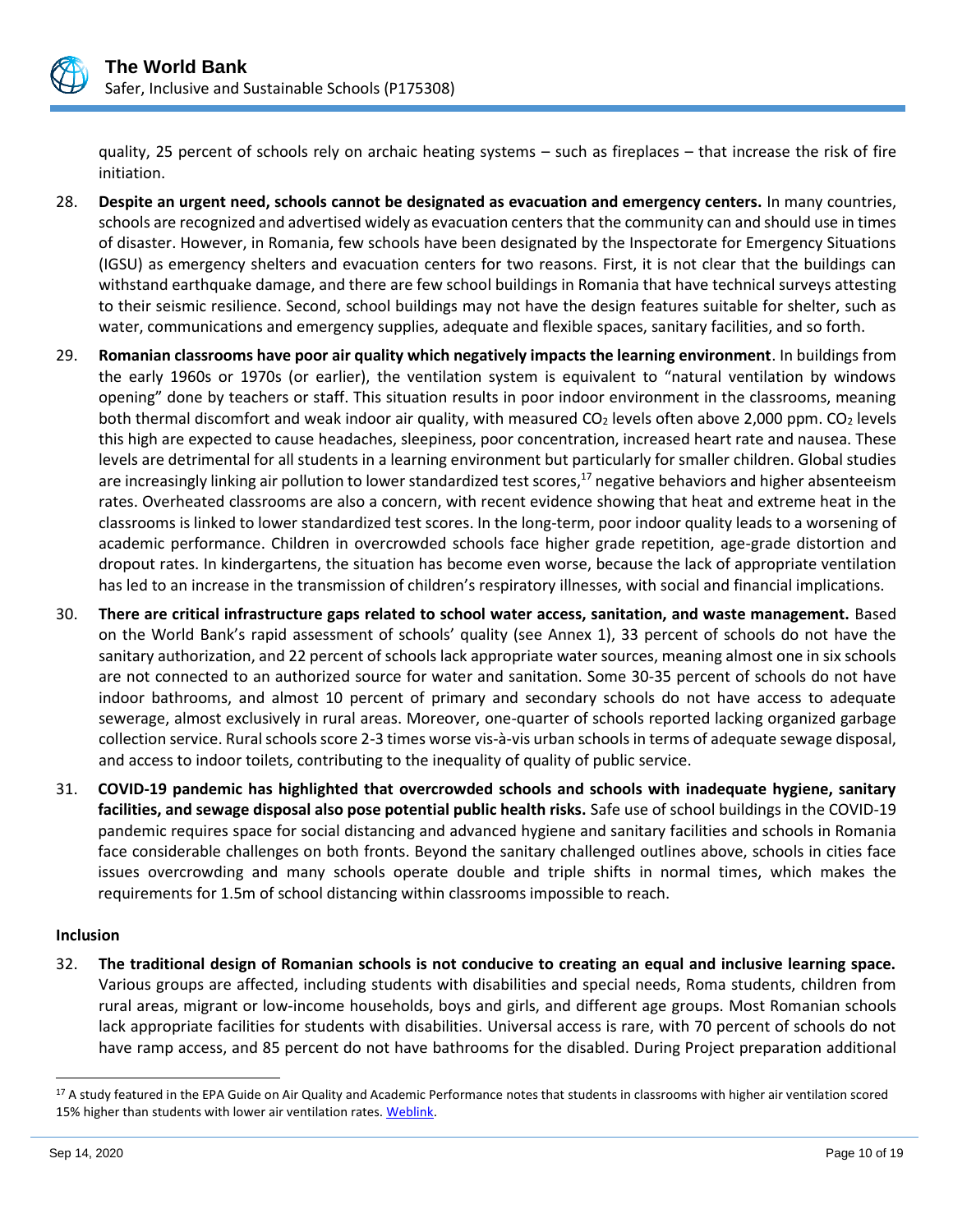quality, 25 percent of schools rely on archaic heating systems – such as fireplaces – that increase the risk of fire initiation.

28. **Despite an urgent need, schools cannot be designated as evacuation and emergency centers.** In many countries, schools are recognized and advertised widely as evacuation centers that the community can and should use in times of disaster. However, in Romania, few schools have been designated by the Inspectorate for Emergency Situations (IGSU) as emergency shelters and evacuation centers for two reasons. First, it is not clear that the buildings can withstand earthquake damage, and there are few school buildings in Romania that have technical surveys attesting to their seismic resilience. Second, school buildings may not have the design features suitable for shelter, such as water, communications and emergency supplies, adequate and flexible spaces, sanitary facilities, and so forth.

29. **Romanian classrooms have poor air quality which negatively impacts the learning environment**. In buildings from the early 1960s or 1970s (or earlier), the ventilation system is equivalent to "natural ventilation by windows opening" done by teachers or staff. This situation results in poor indoor environment in the classrooms, meaning both thermal discomfort and weak indoor air quality, with measured $CO_2$ levels often above 2,000 ppm. $CO_2$ levels this high are expected to cause headaches, sleepiness, poor concentration, increased heart rate and nausea. These levels are detrimental for all students in a learning environment but particularly for smaller children. Global studies are increasingly linking air pollution to lower standardized test scores,[17] negative behaviors and higher absenteeism rates. Overheated classrooms are also a concern, with recent evidence showing that heat and extreme heat in the classrooms is linked to lower standardized test scores. In the long-term, poor indoor quality leads to a worsening of academic performance. Children in overcrowded schools face higher grade repetition, age-grade distortion and dropout rates. In kindergartens, the situation has become even worse, because the lack of appropriate ventilation has led to an increase in the transmission of children's respiratory illnesses, with social and financial implications.

30. **There are critical infrastructure gaps related to school water access, sanitation, and waste management.** Based on the World Bank's rapid assessment of schools' quality (see Annex 1), 33 percent of schools do not have the sanitary authorization, and 22 percent of schools lack appropriate water sources, meaning almost one in six schools are not connected to an authorized source for water and sanitation. Some 30-35 percent of schools do not have indoor bathrooms, and almost 10 percent of primary and secondary schools do not have access to adequate sewerage, almost exclusively in rural areas. Moreover, one-quarter of schools reported lacking organized garbage collection service. Rural schools score 2-3 times worse vis-à-vis urban schools in terms of adequate sewage disposal, and access to indoor toilets, contributing to the inequality of quality of public service.

31. **COVID-19 pandemic has highlighted that overcrowded schools and schools with inadequate hygiene, sanitary facilities, and sewage disposal also pose potential public health risks.** Safe use of school buildings in the COVID-19 pandemic requires space for social distancing and advanced hygiene and sanitary facilities and schools in Romania face considerable challenges on both fronts. Beyond the sanitary challenged outlines above, schools in cities face issues overcrowding and many schools operate double and triple shifts in normal times, which makes the requirements for 1.5m of school distancing within classrooms impossible to reach.

**Inclusion**

32. **The traditional design of Romanian schools is not conducive to creating an equal and inclusive learning space.** Various groups are affected, including students with disabilities and special needs, Roma students, children from rural areas, migrant or low-income households, boys and girls, and different age groups. Most Romanian schools lack appropriate facilities for students with disabilities. Universal access is rare, with 70 percent of schools do not have ramp access, and 85 percent do not have bathrooms for the disabled. During Project preparation additional

---

[17] A study featured in the EPA Guide on Air Quality and Academic Performance notes that students in classrooms with higher air ventilation scored 15% higher than students with lower air ventilation rates. Weblink.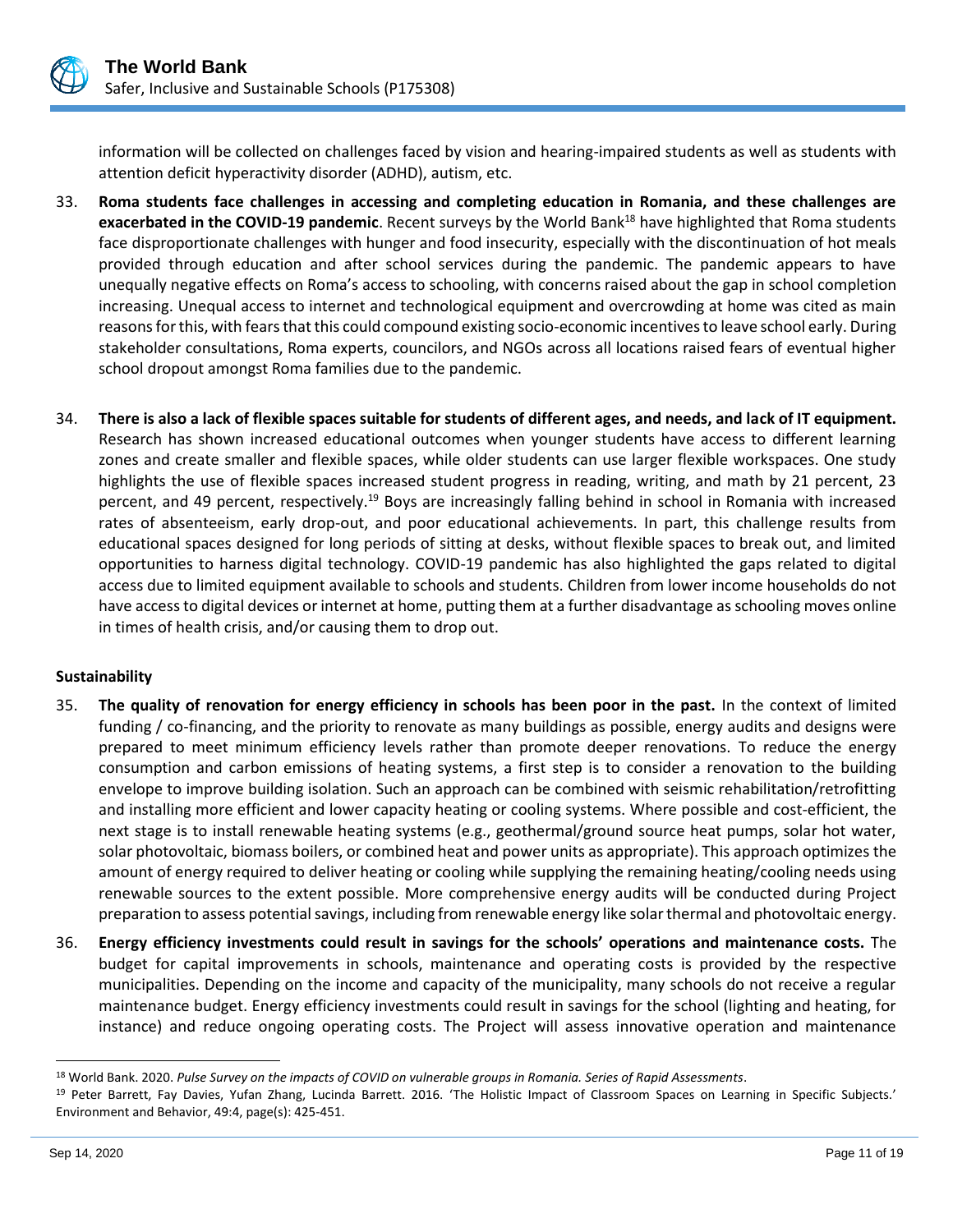information will be collected on challenges faced by vision and hearing-impaired students as well as students with attention deficit hyperactivity disorder (ADHD), autism, etc.

33. **Roma students face challenges in accessing and completing education in Romania, and these challenges are exacerbated in the COVID-19 pandemic**. Recent surveys by the World Bank[18] have highlighted that Roma students face disproportionate challenges with hunger and food insecurity, especially with the discontinuation of hot meals provided through education and after school services during the pandemic. The pandemic appears to have unequally negative effects on Roma's access to schooling, with concerns raised about the gap in school completion increasing. Unequal access to internet and technological equipment and overcrowding at home was cited as main reasons for this, with fears that this could compound existing socio-economic incentives to leave school early. During stakeholder consultations, Roma experts, councilors, and NGOs across all locations raised fears of eventual higher school dropout amongst Roma families due to the pandemic.

34. **There is also a lack of flexible spaces suitable for students of different ages, and needs, and lack of IT equipment.** Research has shown increased educational outcomes when younger students have access to different learning zones and create smaller and flexible spaces, while older students can use larger flexible workspaces. One study highlights the use of flexible spaces increased student progress in reading, writing, and math by 21 percent, 23 percent, and 49 percent, respectively.[19] Boys are increasingly falling behind in school in Romania with increased rates of absenteeism, early drop-out, and poor educational achievements. In part, this challenge results from educational spaces designed for long periods of sitting at desks, without flexible spaces to break out, and limited opportunities to harness digital technology. COVID-19 pandemic has also highlighted the gaps related to digital access due to limited equipment available to schools and students. Children from lower income households do not have access to digital devices or internet at home, putting them at a further disadvantage as schooling moves online in times of health crisis, and/or causing them to drop out.

**Sustainability**

35. **The quality of renovation for energy efficiency in schools has been poor in the past.** In the context of limited funding / co-financing, and the priority to renovate as many buildings as possible, energy audits and designs were prepared to meet minimum efficiency levels rather than promote deeper renovations. To reduce the energy consumption and carbon emissions of heating systems, a first step is to consider a renovation to the building envelope to improve building isolation. Such an approach can be combined with seismic rehabilitation/retrofitting and installing more efficient and lower capacity heating or cooling systems. Where possible and cost-efficient, the next stage is to install renewable heating systems (e.g., geothermal/ground source heat pumps, solar hot water, solar photovoltaic, biomass boilers, or combined heat and power units as appropriate). This approach optimizes the amount of energy required to deliver heating or cooling while supplying the remaining heating/cooling needs using renewable sources to the extent possible. More comprehensive energy audits will be conducted during Project preparation to assess potential savings, including from renewable energy like solar thermal and photovoltaic energy.

36. **Energy efficiency investments could result in savings for the schools' operations and maintenance costs.** The budget for capital improvements in schools, maintenance and operating costs is provided by the respective municipalities. Depending on the income and capacity of the municipality, many schools do not receive a regular maintenance budget. Energy efficiency investments could result in savings for the school (lighting and heating, for instance) and reduce ongoing operating costs. The Project will assess innovative operation and maintenance

---

[18] World Bank. 2020. *Pulse Survey on the impacts of COVID on vulnerable groups in Romania. Series of Rapid Assessments*.

[19] Peter Barrett, Fay Davies, Yufan Zhang, Lucinda Barrett. 2016. 'The Holistic Impact of Classroom Spaces on Learning in Specific Subjects.' Environment and Behavior, 49:4, page(s): 425-451.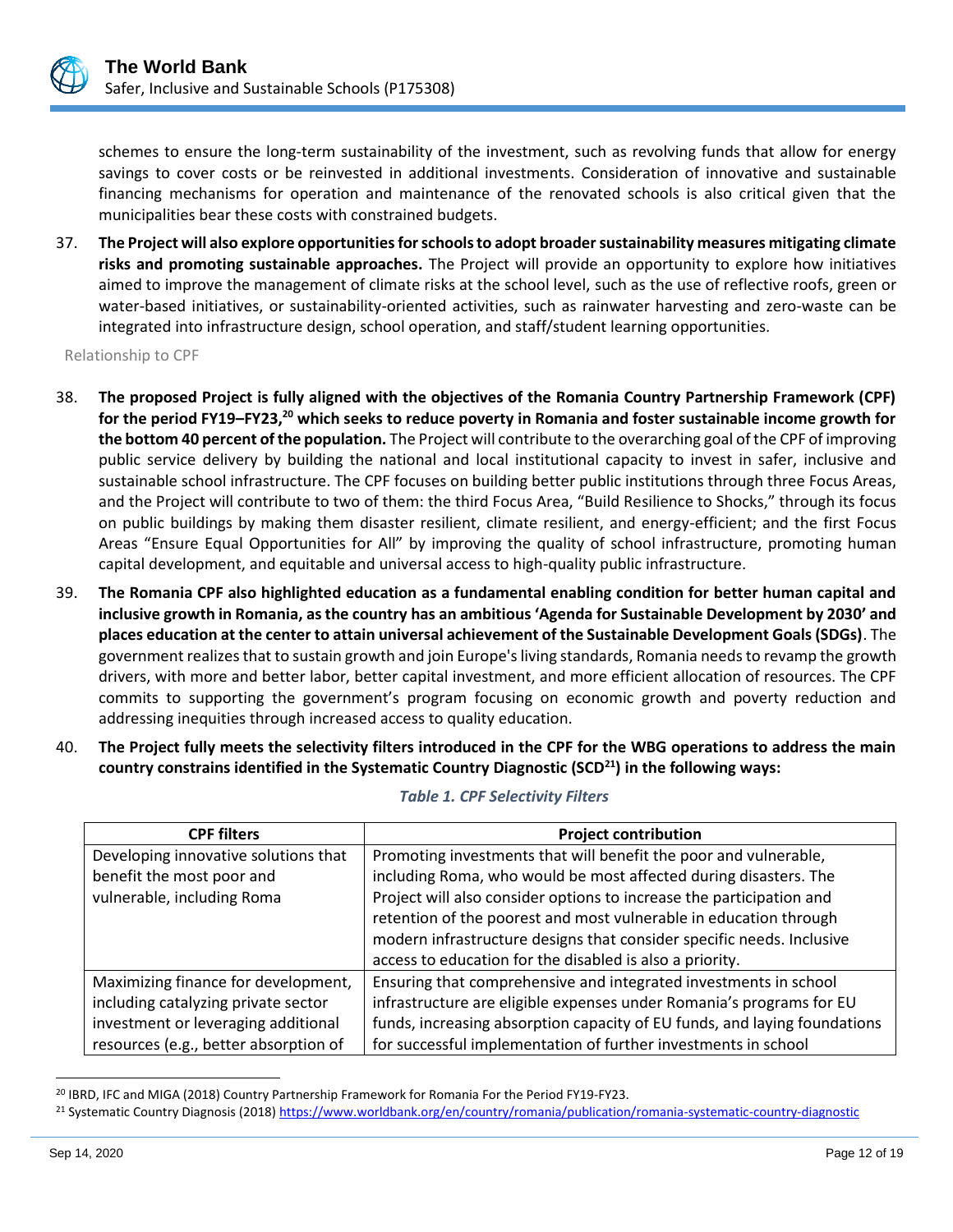schemes to ensure the long-term sustainability of the investment, such as revolving funds that allow for energy savings to cover costs or be reinvested in additional investments. Consideration of innovative and sustainable financing mechanisms for operation and maintenance of the renovated schools is also critical given that the municipalities bear these costs with constrained budgets.

37. **The Project will also explore opportunities for schools to adopt broader sustainability measures mitigating climate risks and promoting sustainable approaches.** The Project will provide an opportunity to explore how initiatives aimed to improve the management of climate risks at the school level, such as the use of reflective roofs, green or water-based initiatives, or sustainability-oriented activities, such as rainwater harvesting and zero-waste can be integrated into infrastructure design, school operation, and staff/student learning opportunities.

### Relationship to CPF

38. **The proposed Project is fully aligned with the objectives of the Romania Country Partnership Framework (CPF) for the period FY19–FY23,[20] which seeks to reduce poverty in Romania and foster sustainable income growth for the bottom 40 percent of the population.** The Project will contribute to the overarching goal of the CPF of improving public service delivery by building the national and local institutional capacity to invest in safer, inclusive and sustainable school infrastructure. The CPF focuses on building better public institutions through three Focus Areas, and the Project will contribute to two of them: the third Focus Area, "Build Resilience to Shocks," through its focus on public buildings by making them disaster resilient, climate resilient, and energy-efficient; and the first Focus Areas "Ensure Equal Opportunities for All" by improving the quality of school infrastructure, promoting human capital development, and equitable and universal access to high-quality public infrastructure.

39. **The Romania CPF also highlighted education as a fundamental enabling condition for better human capital and inclusive growth in Romania, as the country has an ambitious 'Agenda for Sustainable Development by 2030' and places education at the center to attain universal achievement of the Sustainable Development Goals (SDGs)**. The government realizes that to sustain growth and join Europe's living standards, Romania needs to revamp the growth drivers, with more and better labor, better capital investment, and more efficient allocation of resources. The CPF commits to supporting the government's program focusing on economic growth and poverty reduction and addressing inequities through increased access to quality education.

40. **The Project fully meets the selectivity filters introduced in the CPF for the WBG operations to address the main country constrains identified in the Systematic Country Diagnostic (SCD[21]) in the following ways:**

*Table 1. CPF Selectivity Filters*

| CPF filters | Project contribution |
|---|---|
| Developing innovative solutions that benefit the most poor and vulnerable, including Roma | Promoting investments that will benefit the poor and vulnerable, including Roma, who would be most affected during disasters. The Project will also consider options to increase the participation and retention of the poorest and most vulnerable in education through modern infrastructure designs that consider specific needs. Inclusive access to education for the disabled is also a priority. |
| Maximizing finance for development, including catalyzing private sector investment or leveraging additional resources (e.g., better absorption of | Ensuring that comprehensive and integrated investments in school infrastructure are eligible expenses under Romania's programs for EU funds, increasing absorption capacity of EU funds, and laying foundations for successful implementation of further investments in school |

[20] IBRD, IFC and MIGA (2018) Country Partnership Framework for Romania For the Period FY19-FY23.

[21] Systematic Country Diagnosis (2018) https://www.worldbank.org/en/country/romania/publication/romania-systematic-country-diagnostic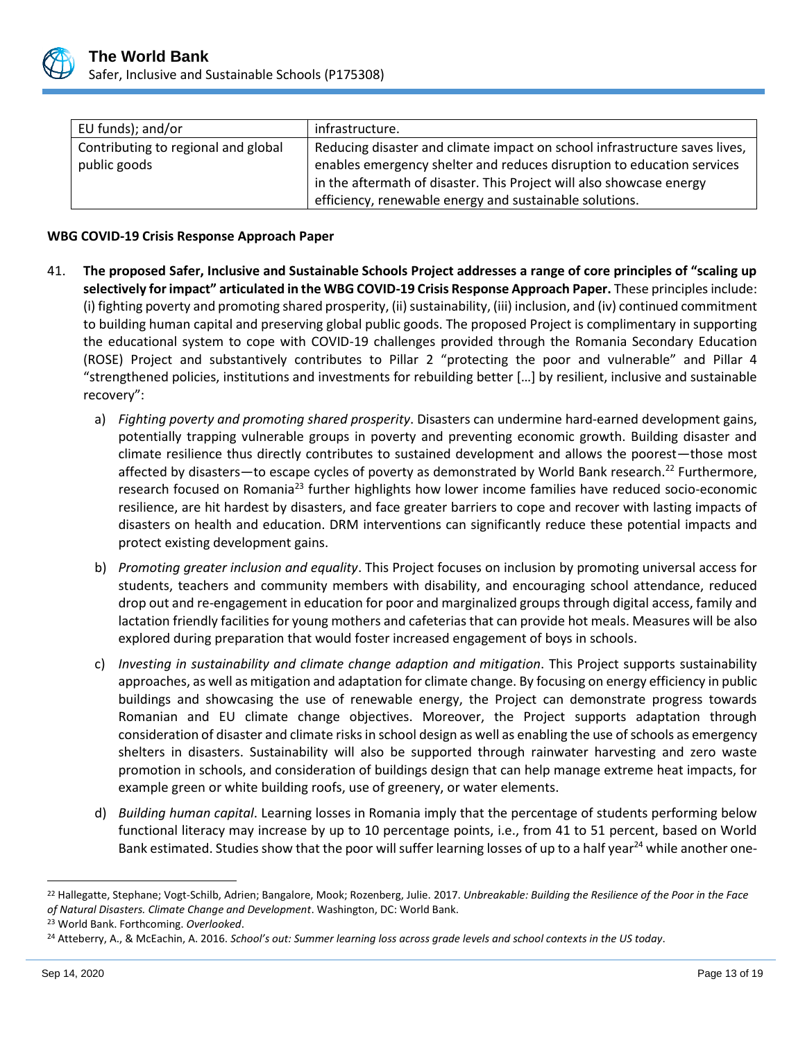| EU funds); and/or | infrastructure. |
| --- | --- |
| Contributing to regional and global public goods | Reducing disaster and climate impact on school infrastructure saves lives, enables emergency shelter and reduces disruption to education services in the aftermath of disaster. This Project will also showcase energy efficiency, renewable energy and sustainable solutions. |

**WBG COVID-19 Crisis Response Approach Paper**

41. **The proposed Safer, Inclusive and Sustainable Schools Project addresses a range of core principles of "scaling up selectively for impact" articulated in the WBG COVID-19 Crisis Response Approach Paper.** These principles include: (i) fighting poverty and promoting shared prosperity, (ii) sustainability, (iii) inclusion, and (iv) continued commitment to building human capital and preserving global public goods. The proposed Project is complimentary in supporting the educational system to cope with COVID-19 challenges provided through the Romania Secondary Education (ROSE) Project and substantively contributes to Pillar 2 "protecting the poor and vulnerable" and Pillar 4 "strengthened policies, institutions and investments for rebuilding better […] by resilient, inclusive and sustainable recovery":

    a) *Fighting poverty and promoting shared prosperity*. Disasters can undermine hard-earned development gains, potentially trapping vulnerable groups in poverty and preventing economic growth. Building disaster and climate resilience thus directly contributes to sustained development and allows the poorest—those most affected by disasters—to escape cycles of poverty as demonstrated by World Bank research.[22] Furthermore, research focused on Romania[23] further highlights how lower income families have reduced socio-economic resilience, are hit hardest by disasters, and face greater barriers to cope and recover with lasting impacts of disasters on health and education. DRM interventions can significantly reduce these potential impacts and protect existing development gains.

    b) *Promoting greater inclusion and equality*. This Project focuses on inclusion by promoting universal access for students, teachers and community members with disability, and encouraging school attendance, reduced drop out and re-engagement in education for poor and marginalized groups through digital access, family and lactation friendly facilities for young mothers and cafeterias that can provide hot meals. Measures will be also explored during preparation that would foster increased engagement of boys in schools.

    c) *Investing in sustainability and climate change adaption and mitigation*. This Project supports sustainability approaches, as well as mitigation and adaptation for climate change. By focusing on energy efficiency in public buildings and showcasing the use of renewable energy, the Project can demonstrate progress towards Romanian and EU climate change objectives. Moreover, the Project supports adaptation through consideration of disaster and climate risks in school design as well as enabling the use of schools as emergency shelters in disasters. Sustainability will also be supported through rainwater harvesting and zero waste promotion in schools, and consideration of buildings design that can help manage extreme heat impacts, for example green or white building roofs, use of greenery, or water elements.

    d) *Building human capital*. Learning losses in Romania imply that the percentage of students performing below functional literacy may increase by up to 10 percentage points, i.e., from 41 to 51 percent, based on World Bank estimated. Studies show that the poor will suffer learning losses of up to a half year[24] while another one-

[22] Hallegatte, Stephane; Vogt-Schilb, Adrien; Bangalore, Mook; Rozenberg, Julie. 2017. *Unbreakable: Building the Resilience of the Poor in the Face of Natural Disasters. Climate Change and Development*. Washington, DC: World Bank.

[23] World Bank. Forthcoming. *Overlooked*.

[24] Atteberry, A., & McEachin, A. 2016. *School's out: Summer learning loss across grade levels and school contexts in the US today*.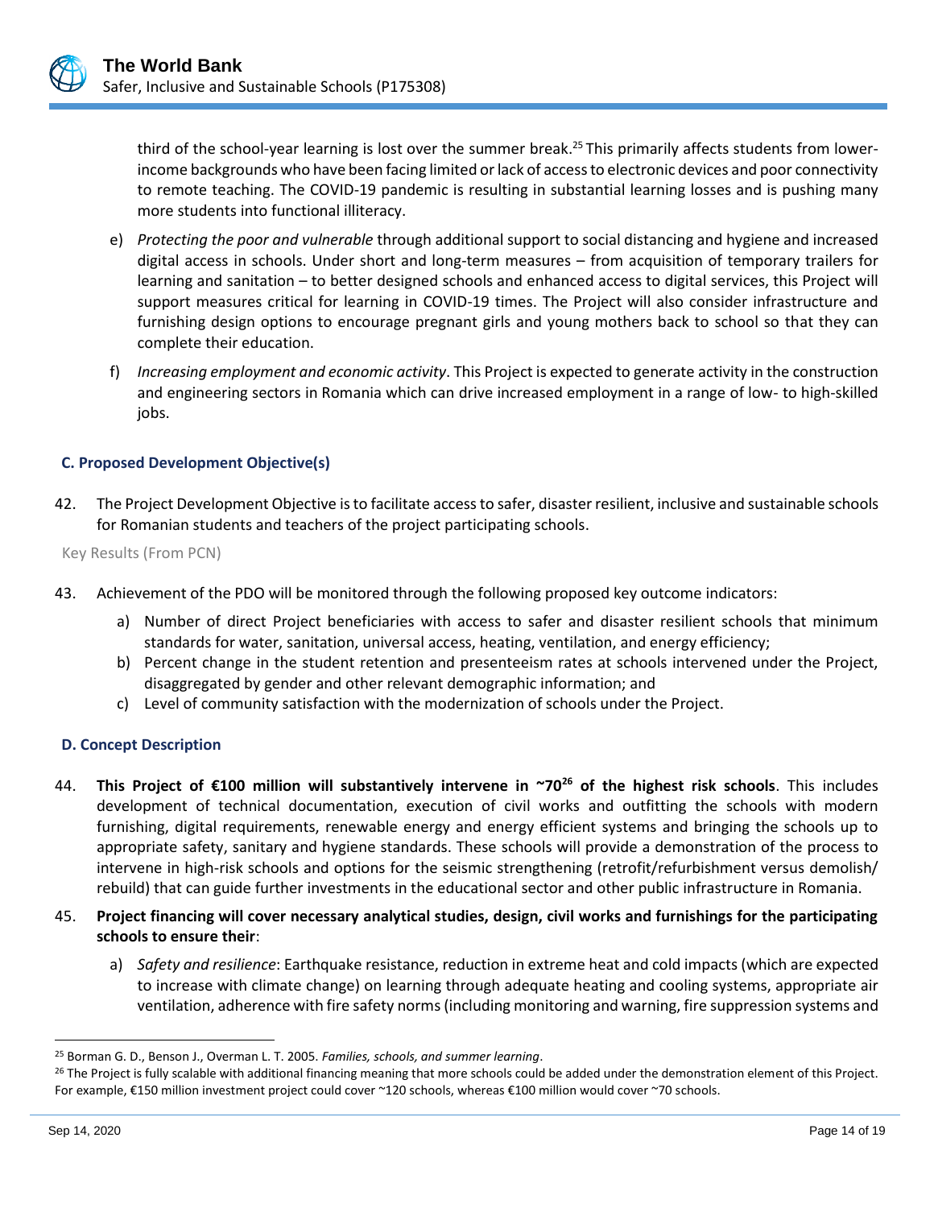third of the school-year learning is lost over the summer break.[25] This primarily affects students from lower-income backgrounds who have been facing limited or lack of access to electronic devices and poor connectivity to remote teaching. The COVID-19 pandemic is resulting in substantial learning losses and is pushing many more students into functional illiteracy.

e) *Protecting the poor and vulnerable* through additional support to social distancing and hygiene and increased digital access in schools. Under short and long-term measures – from acquisition of temporary trailers for learning and sanitation – to better designed schools and enhanced access to digital services, this Project will support measures critical for learning in COVID-19 times. The Project will also consider infrastructure and furnishing design options to encourage pregnant girls and young mothers back to school so that they can complete their education.

f) *Increasing employment and economic activity*. This Project is expected to generate activity in the construction and engineering sectors in Romania which can drive increased employment in a range of low- to high-skilled jobs.

### C. Proposed Development Objective(s)

42. The Project Development Objective is to facilitate access to safer, disaster resilient, inclusive and sustainable schools for Romanian students and teachers of the project participating schools.

Key Results (From PCN)

43. Achievement of the PDO will be monitored through the following proposed key outcome indicators:

a) Number of direct Project beneficiaries with access to safer and disaster resilient schools that minimum standards for water, sanitation, universal access, heating, ventilation, and energy efficiency;
b) Percent change in the student retention and presenteeism rates at schools intervened under the Project, disaggregated by gender and other relevant demographic information; and
c) Level of community satisfaction with the modernization of schools under the Project.

### D. Concept Description

44. **This Project of €100 million will substantively intervene in ~70[26] of the highest risk schools**. This includes development of technical documentation, execution of civil works and outfitting the schools with modern furnishing, digital requirements, renewable energy and energy efficient systems and bringing the schools up to appropriate safety, sanitary and hygiene standards. These schools will provide a demonstration of the process to intervene in high-risk schools and options for the seismic strengthening (retrofit/refurbishment versus demolish/ rebuild) that can guide further investments in the educational sector and other public infrastructure in Romania.

45. **Project financing will cover necessary analytical studies, design, civil works and furnishings for the participating schools to ensure their**:

a) *Safety and resilience*: Earthquake resistance, reduction in extreme heat and cold impacts (which are expected to increase with climate change) on learning through adequate heating and cooling systems, appropriate air ventilation, adherence with fire safety norms (including monitoring and warning, fire suppression systems and

---

[25] Borman G. D., Benson J., Overman L. T. 2005. *Families, schools, and summer learning*.

[26] The Project is fully scalable with additional financing meaning that more schools could be added under the demonstration element of this Project. For example, €150 million investment project could cover ~120 schools, whereas €100 million would cover ~70 schools.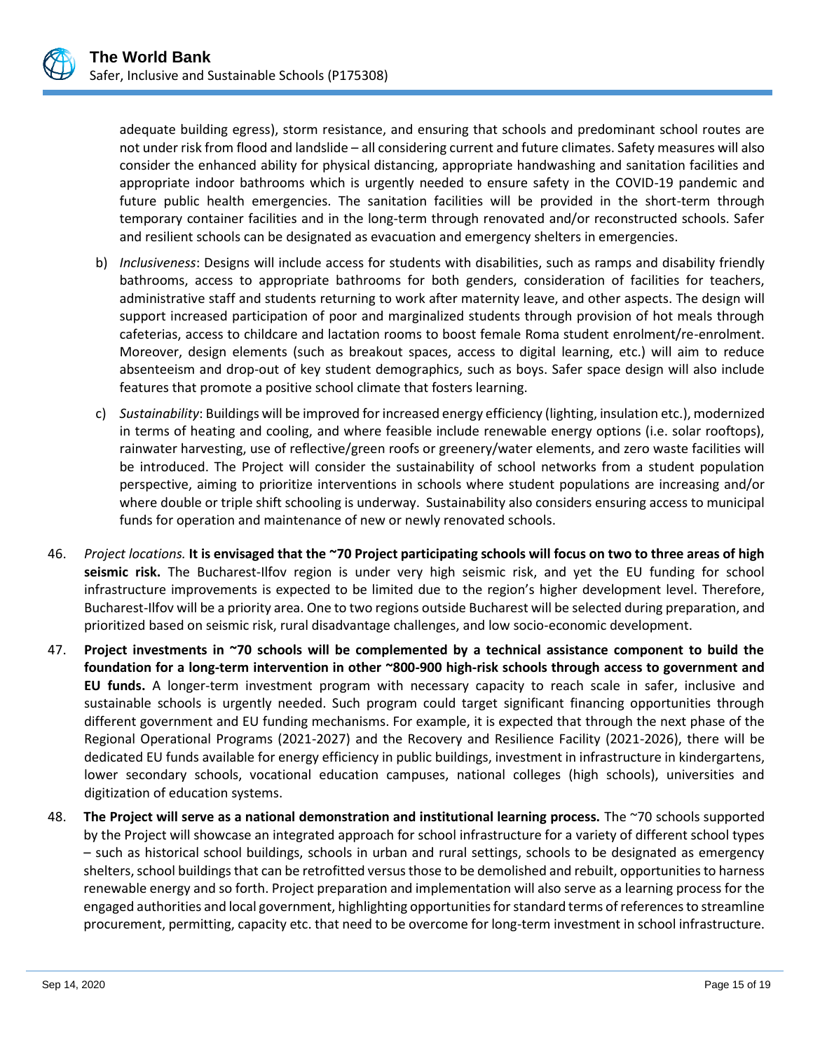adequate building egress), storm resistance, and ensuring that schools and predominant school routes are not under risk from flood and landslide – all considering current and future climates. Safety measures will also consider the enhanced ability for physical distancing, appropriate handwashing and sanitation facilities and appropriate indoor bathrooms which is urgently needed to ensure safety in the COVID-19 pandemic and future public health emergencies. The sanitation facilities will be provided in the short-term through temporary container facilities and in the long-term through renovated and/or reconstructed schools. Safer and resilient schools can be designated as evacuation and emergency shelters in emergencies.

b) *Inclusiveness*: Designs will include access for students with disabilities, such as ramps and disability friendly bathrooms, access to appropriate bathrooms for both genders, consideration of facilities for teachers, administrative staff and students returning to work after maternity leave, and other aspects. The design will support increased participation of poor and marginalized students through provision of hot meals through cafeterias, access to childcare and lactation rooms to boost female Roma student enrolment/re-enrolment. Moreover, design elements (such as breakout spaces, access to digital learning, etc.) will aim to reduce absenteeism and drop-out of key student demographics, such as boys. Safer space design will also include features that promote a positive school climate that fosters learning.

c) *Sustainability*: Buildings will be improved for increased energy efficiency (lighting, insulation etc.), modernized in terms of heating and cooling, and where feasible include renewable energy options (i.e. solar rooftops), rainwater harvesting, use of reflective/green roofs or greenery/water elements, and zero waste facilities will be introduced. The Project will consider the sustainability of school networks from a student population perspective, aiming to prioritize interventions in schools where student populations are increasing and/or where double or triple shift schooling is underway. Sustainability also considers ensuring access to municipal funds for operation and maintenance of new or newly renovated schools.

46. *Project locations.* **It is envisaged that the ~70 Project participating schools will focus on two to three areas of high seismic risk.** The Bucharest-Ilfov region is under very high seismic risk, and yet the EU funding for school infrastructure improvements is expected to be limited due to the region's higher development level. Therefore, Bucharest-Ilfov will be a priority area. One to two regions outside Bucharest will be selected during preparation, and prioritized based on seismic risk, rural disadvantage challenges, and low socio-economic development.

47. **Project investments in ~70 schools will be complemented by a technical assistance component to build the foundation for a long-term intervention in other ~800-900 high-risk schools through access to government and EU funds.** A longer-term investment program with necessary capacity to reach scale in safer, inclusive and sustainable schools is urgently needed. Such program could target significant financing opportunities through different government and EU funding mechanisms. For example, it is expected that through the next phase of the Regional Operational Programs (2021-2027) and the Recovery and Resilience Facility (2021-2026), there will be dedicated EU funds available for energy efficiency in public buildings, investment in infrastructure in kindergartens, lower secondary schools, vocational education campuses, national colleges (high schools), universities and digitization of education systems.

48. **The Project will serve as a national demonstration and institutional learning process.** The ~70 schools supported by the Project will showcase an integrated approach for school infrastructure for a variety of different school types – such as historical school buildings, schools in urban and rural settings, schools to be designated as emergency shelters, school buildings that can be retrofitted versus those to be demolished and rebuilt, opportunities to harness renewable energy and so forth. Project preparation and implementation will also serve as a learning process for the engaged authorities and local government, highlighting opportunities for standard terms of references to streamline procurement, permitting, capacity etc. that need to be overcome for long-term investment in school infrastructure.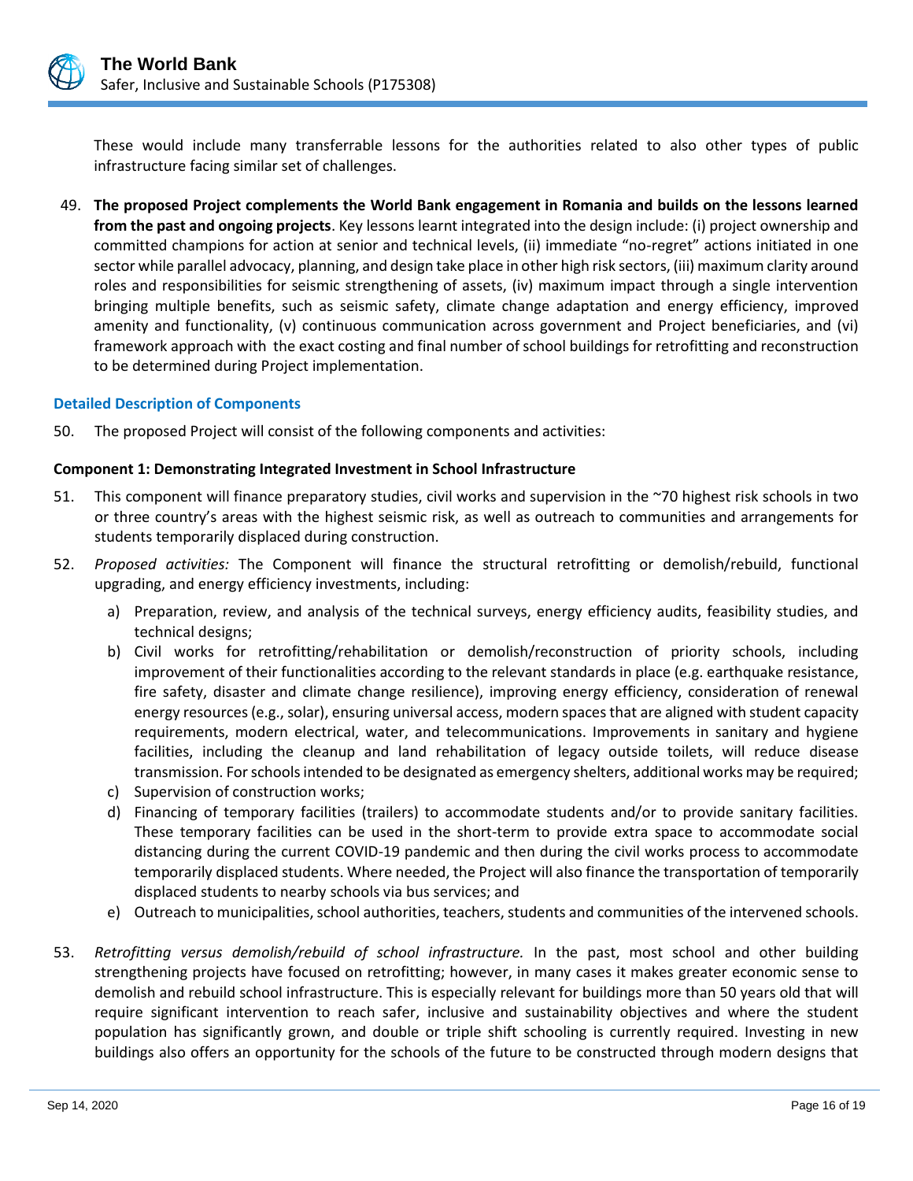These would include many transferrable lessons for the authorities related to also other types of public infrastructure facing similar set of challenges.

49. **The proposed Project complements the World Bank engagement in Romania and builds on the lessons learned from the past and ongoing projects**. Key lessons learnt integrated into the design include: (i) project ownership and committed champions for action at senior and technical levels, (ii) immediate "no-regret" actions initiated in one sector while parallel advocacy, planning, and design take place in other high risk sectors, (iii) maximum clarity around roles and responsibilities for seismic strengthening of assets, (iv) maximum impact through a single intervention bringing multiple benefits, such as seismic safety, climate change adaptation and energy efficiency, improved amenity and functionality, (v) continuous communication across government and Project beneficiaries, and (vi) framework approach with the exact costing and final number of school buildings for retrofitting and reconstruction to be determined during Project implementation.

### Detailed Description of Components

50. The proposed Project will consist of the following components and activities:

**Component 1: Demonstrating Integrated Investment in School Infrastructure**

51. This component will finance preparatory studies, civil works and supervision in the ~70 highest risk schools in two or three country's areas with the highest seismic risk, as well as outreach to communities and arrangements for students temporarily displaced during construction.

52. *Proposed activities:* The Component will finance the structural retrofitting or demolish/rebuild, functional upgrading, and energy efficiency investments, including:

   a) Preparation, review, and analysis of the technical surveys, energy efficiency audits, feasibility studies, and technical designs;
   b) Civil works for retrofitting/rehabilitation or demolish/reconstruction of priority schools, including improvement of their functionalities according to the relevant standards in place (e.g. earthquake resistance, fire safety, disaster and climate change resilience), improving energy efficiency, consideration of renewal energy resources (e.g., solar), ensuring universal access, modern spaces that are aligned with student capacity requirements, modern electrical, water, and telecommunications. Improvements in sanitary and hygiene facilities, including the cleanup and land rehabilitation of legacy outside toilets, will reduce disease transmission. For schools intended to be designated as emergency shelters, additional works may be required;
   c) Supervision of construction works;
   d) Financing of temporary facilities (trailers) to accommodate students and/or to provide sanitary facilities. These temporary facilities can be used in the short-term to provide extra space to accommodate social distancing during the current COVID-19 pandemic and then during the civil works process to accommodate temporarily displaced students. Where needed, the Project will also finance the transportation of temporarily displaced students to nearby schools via bus services; and
   e) Outreach to municipalities, school authorities, teachers, students and communities of the intervened schools.

53. *Retrofitting versus demolish/rebuild of school infrastructure.* In the past, most school and other building strengthening projects have focused on retrofitting; however, in many cases it makes greater economic sense to demolish and rebuild school infrastructure. This is especially relevant for buildings more than 50 years old that will require significant intervention to reach safer, inclusive and sustainability objectives and where the student population has significantly grown, and double or triple shift schooling is currently required. Investing in new buildings also offers an opportunity for the schools of the future to be constructed through modern designs that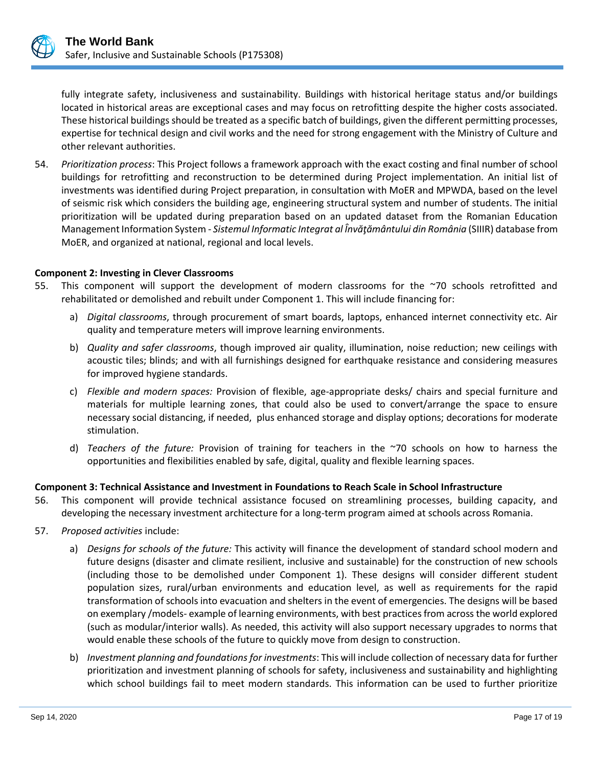fully integrate safety, inclusiveness and sustainability. Buildings with historical heritage status and/or buildings located in historical areas are exceptional cases and may focus on retrofitting despite the higher costs associated. These historical buildings should be treated as a specific batch of buildings, given the different permitting processes, expertise for technical design and civil works and the need for strong engagement with the Ministry of Culture and other relevant authorities.

54. *Prioritization process*: This Project follows a framework approach with the exact costing and final number of school buildings for retrofitting and reconstruction to be determined during Project implementation. An initial list of investments was identified during Project preparation, in consultation with MoER and MPWDA, based on the level of seismic risk which considers the building age, engineering structural system and number of students. The initial prioritization will be updated during preparation based on an updated dataset from the Romanian Education Management Information System - *Sistemul Informatic Integrat al Învăţământului din România* (SIIIR) database from MoER, and organized at national, regional and local levels.

**Component 2: Investing in Clever Classrooms**

55. This component will support the development of modern classrooms for the ~70 schools retrofitted and rehabilitated or demolished and rebuilt under Component 1. This will include financing for:

   a) *Digital classrooms*, through procurement of smart boards, laptops, enhanced internet connectivity etc. Air quality and temperature meters will improve learning environments.

   b) *Quality and safer classrooms*, though improved air quality, illumination, noise reduction; new ceilings with acoustic tiles; blinds; and with all furnishings designed for earthquake resistance and considering measures for improved hygiene standards.

   c) *Flexible and modern spaces:* Provision of flexible, age-appropriate desks/ chairs and special furniture and materials for multiple learning zones, that could also be used to convert/arrange the space to ensure necessary social distancing, if needed, plus enhanced storage and display options; decorations for moderate stimulation.

   d) *Teachers of the future:* Provision of training for teachers in the ~70 schools on how to harness the opportunities and flexibilities enabled by safe, digital, quality and flexible learning spaces.

**Component 3: Technical Assistance and Investment in Foundations to Reach Scale in School Infrastructure**

56. This component will provide technical assistance focused on streamlining processes, building capacity, and developing the necessary investment architecture for a long-term program aimed at schools across Romania.

57. *Proposed activities* include:

   a) *Designs for schools of the future:* This activity will finance the development of standard school modern and future designs (disaster and climate resilient, inclusive and sustainable) for the construction of new schools (including those to be demolished under Component 1). These designs will consider different student population sizes, rural/urban environments and education level, as well as requirements for the rapid transformation of schools into evacuation and shelters in the event of emergencies. The designs will be based on exemplary /models- example of learning environments, with best practices from across the world explored (such as modular/interior walls). As needed, this activity will also support necessary upgrades to norms that would enable these schools of the future to quickly move from design to construction.

   b) *Investment planning and foundations for investments*: This will include collection of necessary data for further prioritization and investment planning of schools for safety, inclusiveness and sustainability and highlighting which school buildings fail to meet modern standards. This information can be used to further prioritize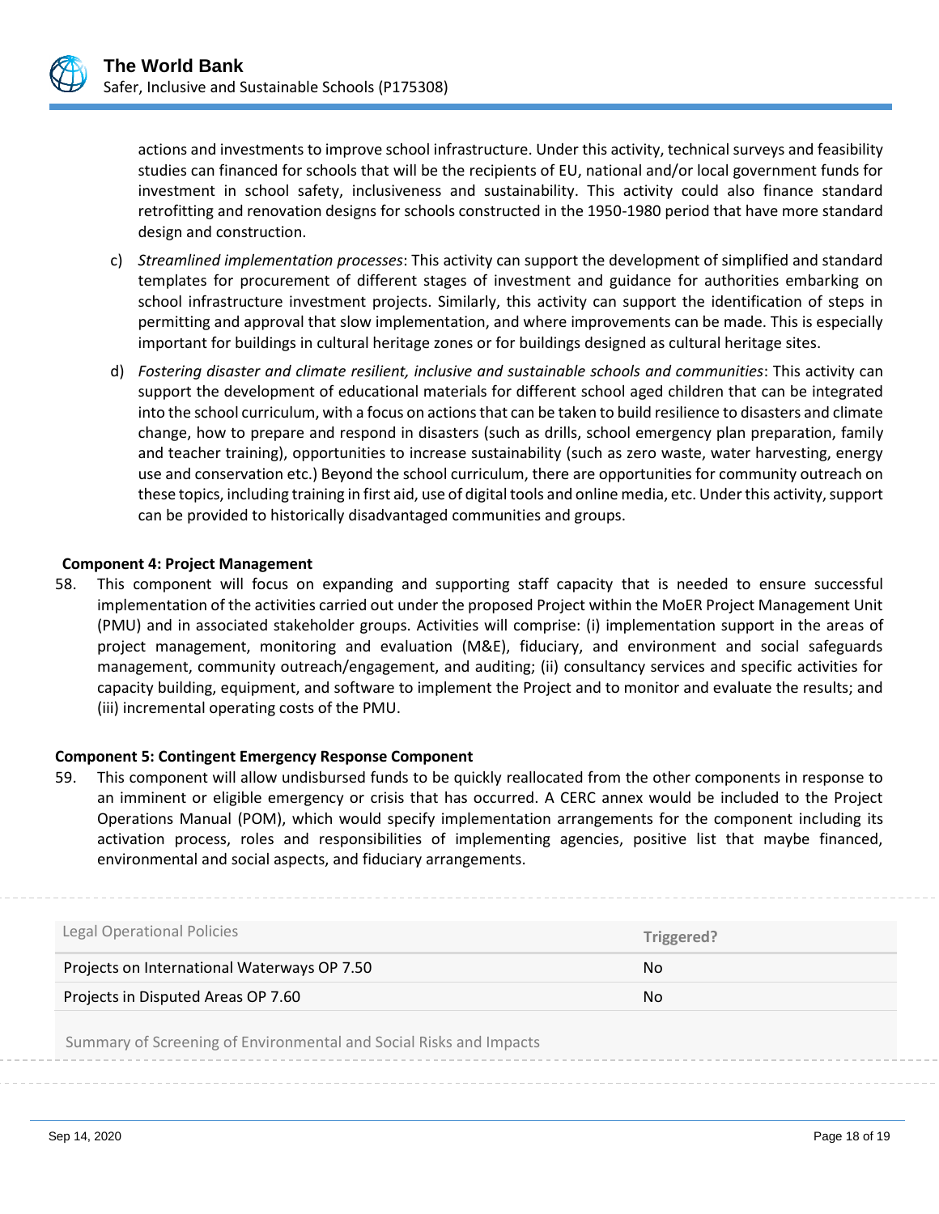actions and investments to improve school infrastructure. Under this activity, technical surveys and feasibility studies can financed for schools that will be the recipients of EU, national and/or local government funds for investment in school safety, inclusiveness and sustainability. This activity could also finance standard retrofitting and renovation designs for schools constructed in the 1950-1980 period that have more standard design and construction.

c) *Streamlined implementation processes*: This activity can support the development of simplified and standard templates for procurement of different stages of investment and guidance for authorities embarking on school infrastructure investment projects. Similarly, this activity can support the identification of steps in permitting and approval that slow implementation, and where improvements can be made. This is especially important for buildings in cultural heritage zones or for buildings designed as cultural heritage sites.

d) *Fostering disaster and climate resilient, inclusive and sustainable schools and communities*: This activity can support the development of educational materials for different school aged children that can be integrated into the school curriculum, with a focus on actions that can be taken to build resilience to disasters and climate change, how to prepare and respond in disasters (such as drills, school emergency plan preparation, family and teacher training), opportunities to increase sustainability (such as zero waste, water harvesting, energy use and conservation etc.) Beyond the school curriculum, there are opportunities for community outreach on these topics, including training in first aid, use of digital tools and online media, etc. Under this activity, support can be provided to historically disadvantaged communities and groups.

**Component 4: Project Management**

58. This component will focus on expanding and supporting staff capacity that is needed to ensure successful implementation of the activities carried out under the proposed Project within the MoER Project Management Unit (PMU) and in associated stakeholder groups. Activities will comprise: (i) implementation support in the areas of project management, monitoring and evaluation (M&E), fiduciary, and environment and social safeguards management, community outreach/engagement, and auditing; (ii) consultancy services and specific activities for capacity building, equipment, and software to implement the Project and to monitor and evaluate the results; and (iii) incremental operating costs of the PMU.

**Component 5: Contingent Emergency Response Component**

59. This component will allow undisbursed funds to be quickly reallocated from the other components in response to an imminent or eligible emergency or crisis that has occurred. A CERC annex would be included to the Project Operations Manual (POM), which would specify implementation arrangements for the component including its activation process, roles and responsibilities of implementing agencies, positive list that maybe financed, environmental and social aspects, and fiduciary arrangements.

| Legal Operational Policies | Triggered? |
|---|---|
| Projects on International Waterways OP 7.50 | No |
| Projects in Disputed Areas OP 7.60 | No |

Summary of Screening of Environmental and Social Risks and Impacts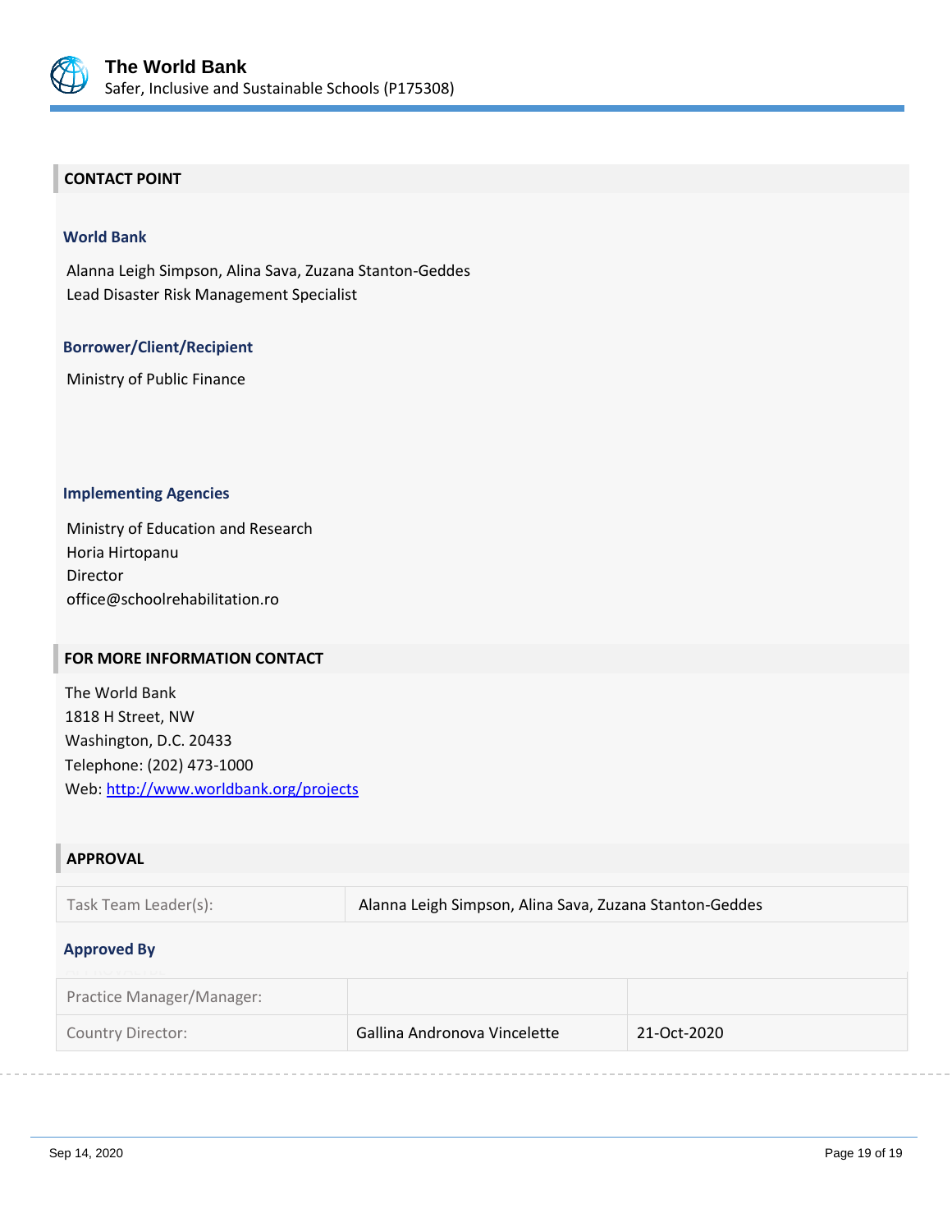## CONTACT POINT

### World Bank

Alanna Leigh Simpson, Alina Sava, Zuzana Stanton-Geddes
Lead Disaster Risk Management Specialist

### Borrower/Client/Recipient

Ministry of Public Finance

### Implementing Agencies

Ministry of Education and Research
Horia Hirtopanu
Director
office@schoolrehabilitation.ro

## FOR MORE INFORMATION CONTACT

The World Bank
1818 H Street, NW
Washington, D.C. 20433
Telephone: (202) 473-1000
Web: http://www.worldbank.org/projects

## APPROVAL

| | |
|---|---|
| Task Team Leader(s): | Alanna Leigh Simpson, Alina Sava, Zuzana Stanton-Geddes |

### Approved By

| | | |
|---|---|---|
| Practice Manager/Manager: | | |
| Country Director: | Gallina Andronova Vincelette | 21-Oct-2020 |